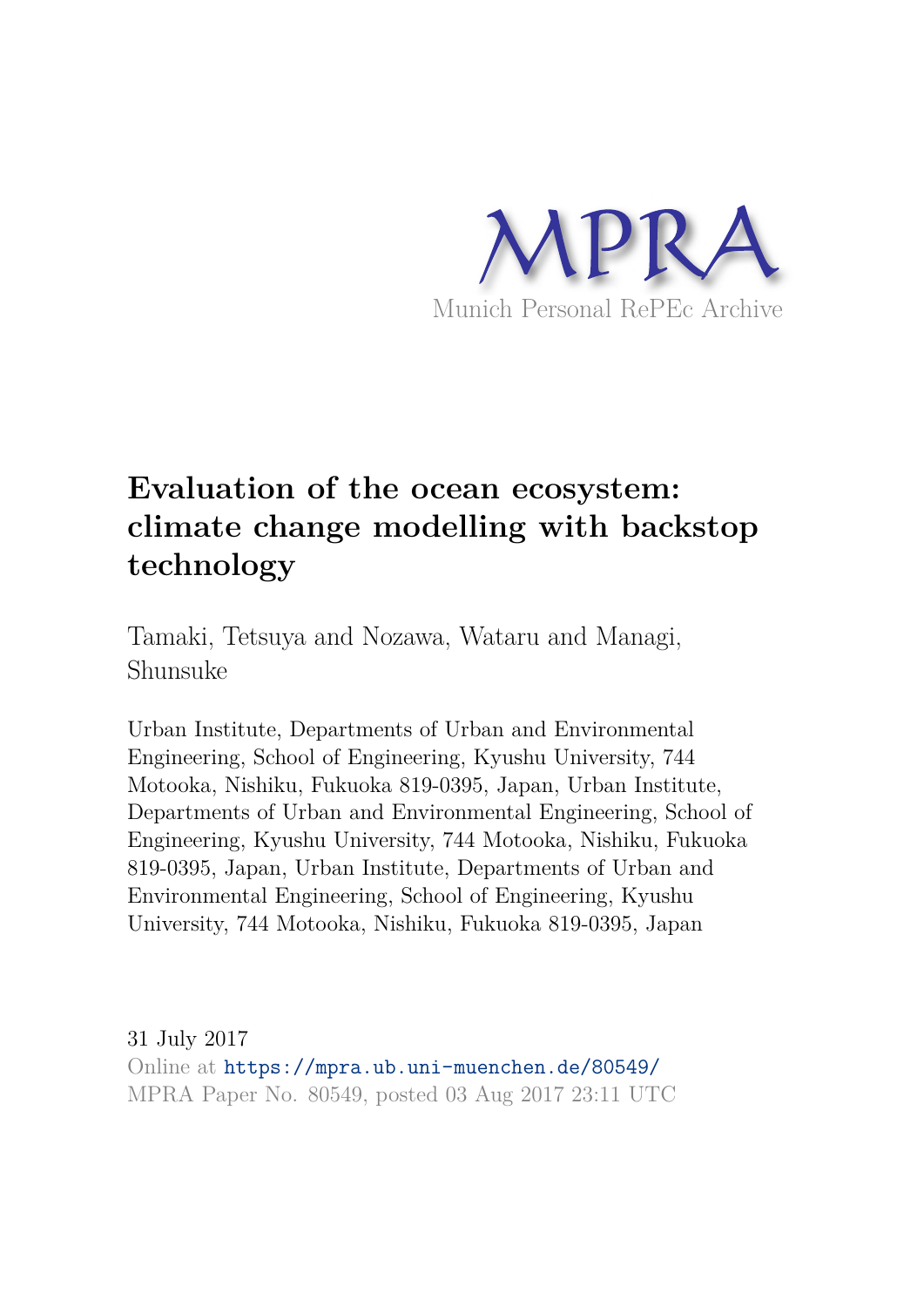MPRA

Munich Personal RePEc Archive

# Evaluation of the ocean ecosystem: climate change modelling with backstop technology

Tamaki, Tetsuya and Nozawa, Wataru and Managi, Shunsuke

Urban Institute, Departments of Urban and Environmental Engineering, School of Engineering, Kyushu University, 744 Motooka, Nishiku, Fukuoka 819-0395, Japan, Urban Institute, Departments of Urban and Environmental Engineering, School of Engineering, Kyushu University, 744 Motooka, Nishiku, Fukuoka 819-0395, Japan, Urban Institute, Departments of Urban and Environmental Engineering, School of Engineering, Kyushu University, 744 Motooka, Nishiku, Fukuoka 819-0395, Japan

31 July 2017

Online at https://mpra.ub.uni-muenchen.de/80549/

MPRA Paper No. 80549, posted 03 Aug 2017 23:11 UTC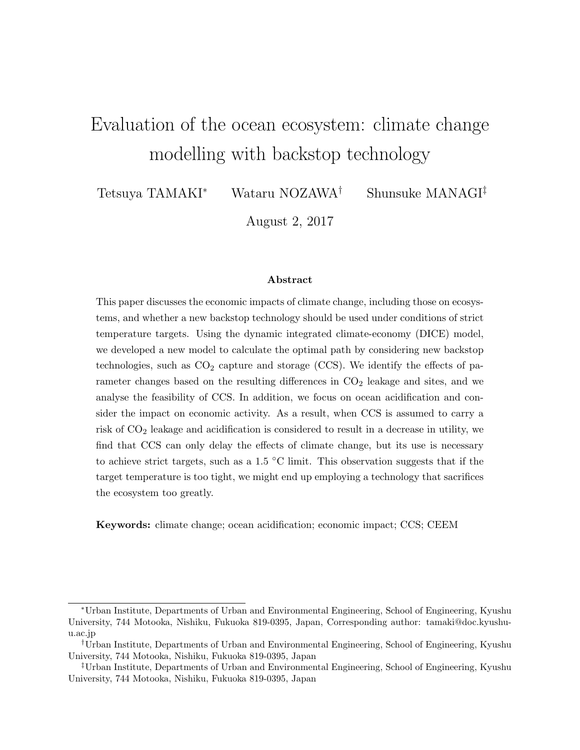// Title page: title, authors with affiliation markers, abstract and keywords, then the three affiliation footnotes.
# Evaluation of the ocean ecosystem: climate change modelling with backstop technology

Tetsuya TAMAKI[*] Wataru NOZAWA[†] Shunsuke MANAGI[‡]

August 2, 2017

**Abstract**

This paper discusses the economic impacts of climate change, including those on ecosystems, and whether a new backstop technology should be used under conditions of strict temperature targets. Using the dynamic integrated climate-economy (DICE) model, we developed a new model to calculate the optimal path by considering new backstop technologies, such as $CO_2$ capture and storage (CCS). We identify the effects of parameter changes based on the resulting differences in $CO_2$ leakage and sites, and we analyse the feasibility of CCS. In addition, we focus on ocean acidification and consider the impact on economic activity. As a result, when CCS is assumed to carry a risk of $CO_2$ leakage and acidification is considered to result in a decrease in utility, we find that CCS can only delay the effects of climate change, but its use is necessary to achieve strict targets, such as a 1.5 °C limit. This observation suggests that if the target temperature is too tight, we might end up employing a technology that sacrifices the ecosystem too greatly.

**Keywords:** climate change; ocean acidification; economic impact; CCS; CEEM

[*] Urban Institute, Departments of Urban and Environmental Engineering, School of Engineering, Kyushu University, 744 Motooka, Nishiku, Fukuoka 819-0395, Japan, Corresponding author: tamaki@doc.kyushu-u.ac.jp

[†] Urban Institute, Departments of Urban and Environmental Engineering, School of Engineering, Kyushu University, 744 Motooka, Nishiku, Fukuoka 819-0395, Japan

[‡] Urban Institute, Departments of Urban and Environmental Engineering, School of Engineering, Kyushu University, 744 Motooka, Nishiku, Fukuoka 819-0395, Japan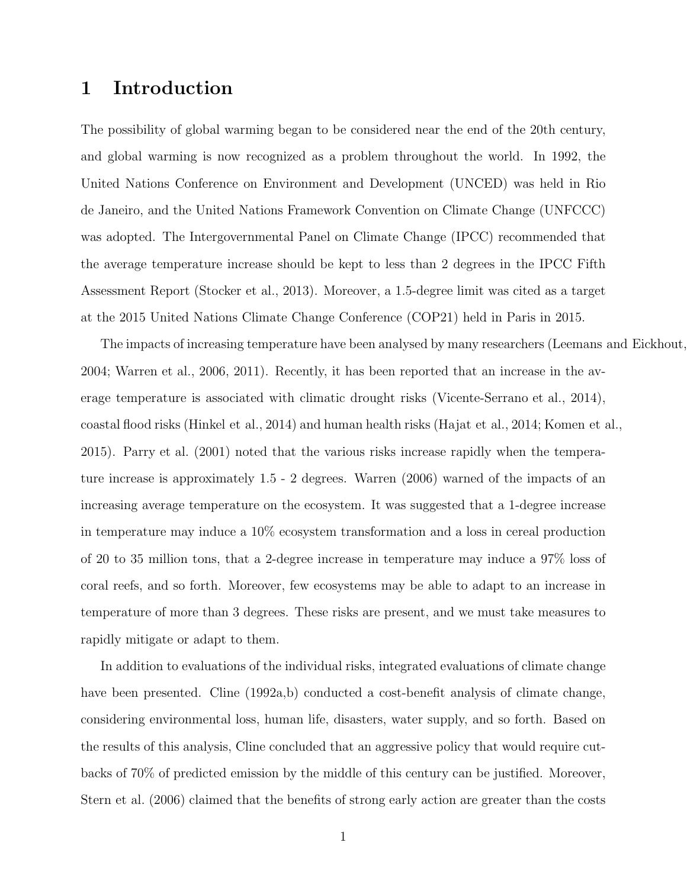# 1 Introduction

The possibility of global warming began to be considered near the end of the 20th century, and global warming is now recognized as a problem throughout the world. In 1992, the United Nations Conference on Environment and Development (UNCED) was held in Rio de Janeiro, and the United Nations Framework Convention on Climate Change (UNFCCC) was adopted. The Intergovernmental Panel on Climate Change (IPCC) recommended that the average temperature increase should be kept to less than 2 degrees in the IPCC Fifth Assessment Report (Stocker et al., 2013). Moreover, a 1.5-degree limit was cited as a target at the 2015 United Nations Climate Change Conference (COP21) held in Paris in 2015.

The impacts of increasing temperature have been analysed by many researchers (Leemans and Eickhout, 2004; Warren et al., 2006, 2011). Recently, it has been reported that an increase in the average temperature is associated with climatic drought risks (Vicente-Serrano et al., 2014), coastal flood risks (Hinkel et al., 2014) and human health risks (Hajat et al., 2014; Komen et al., 2015). Parry et al. (2001) noted that the various risks increase rapidly when the temperature increase is approximately 1.5 - 2 degrees. Warren (2006) warned of the impacts of an increasing average temperature on the ecosystem. It was suggested that a 1-degree increase in temperature may induce a 10% ecosystem transformation and a loss in cereal production of 20 to 35 million tons, that a 2-degree increase in temperature may induce a 97% loss of coral reefs, and so forth. Moreover, few ecosystems may be able to adapt to an increase in temperature of more than 3 degrees. These risks are present, and we must take measures to rapidly mitigate or adapt to them.

In addition to evaluations of the individual risks, integrated evaluations of climate change have been presented. Cline (1992a,b) conducted a cost-benefit analysis of climate change, considering environmental loss, human life, disasters, water supply, and so forth. Based on the results of this analysis, Cline concluded that an aggressive policy that would require cutbacks of 70% of predicted emission by the middle of this century can be justified. Moreover, Stern et al. (2006) claimed that the benefits of strong early action are greater than the costs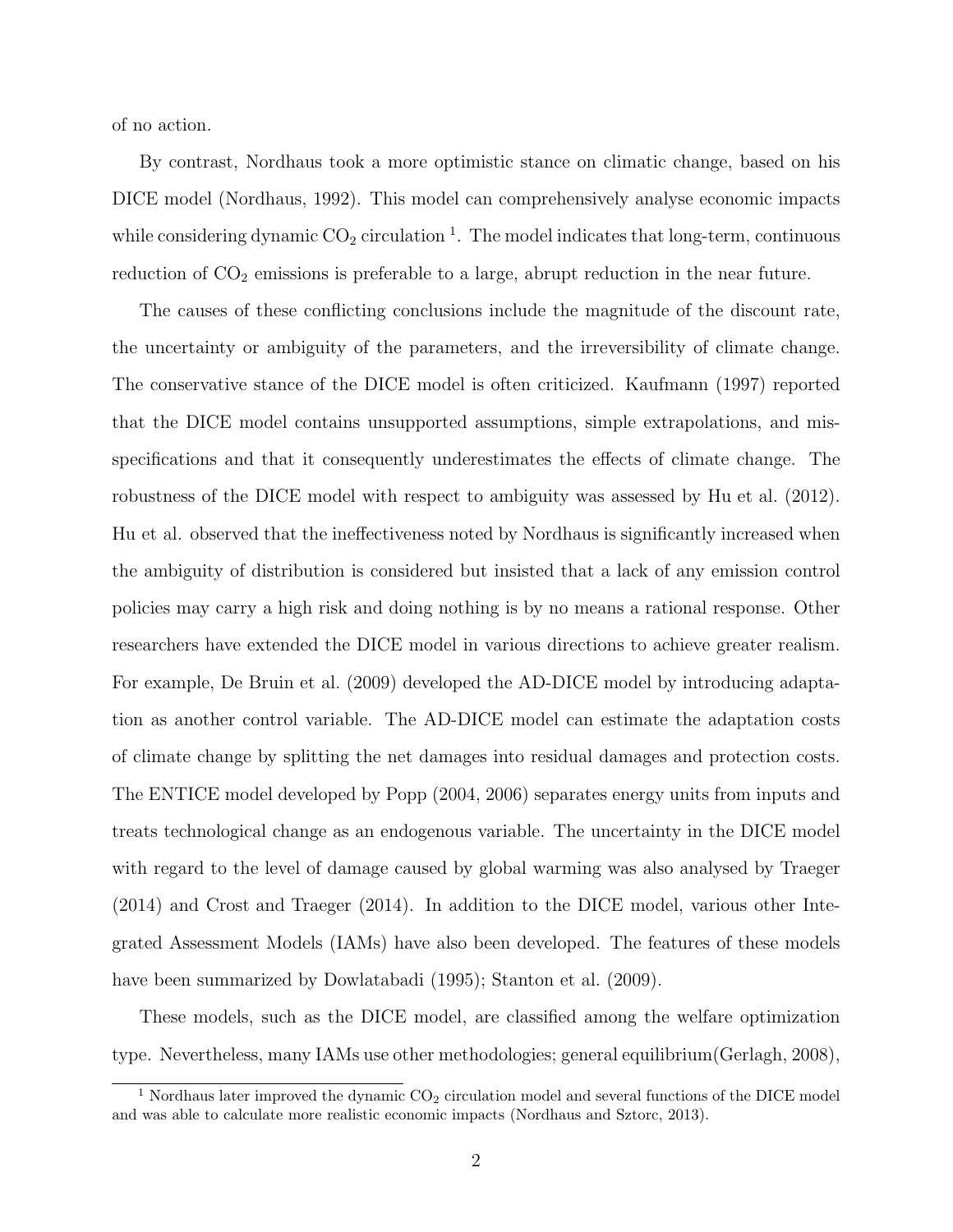of no action.

By contrast, Nordhaus took a more optimistic stance on climatic change, based on his DICE model (Nordhaus, 1992). This model can comprehensively analyse economic impacts while considering dynamic $CO_2$ circulation [1]. The model indicates that long-term, continuous reduction of $CO_2$ emissions is preferable to a large, abrupt reduction in the near future.

The causes of these conflicting conclusions include the magnitude of the discount rate, the uncertainty or ambiguity of the parameters, and the irreversibility of climate change. The conservative stance of the DICE model is often criticized. Kaufmann (1997) reported that the DICE model contains unsupported assumptions, simple extrapolations, and misspecifications and that it consequently underestimates the effects of climate change. The robustness of the DICE model with respect to ambiguity was assessed by Hu et al. (2012). Hu et al. observed that the ineffectiveness noted by Nordhaus is significantly increased when the ambiguity of distribution is considered but insisted that a lack of any emission control policies may carry a high risk and doing nothing is by no means a rational response. Other researchers have extended the DICE model in various directions to achieve greater realism. For example, De Bruin et al. (2009) developed the AD-DICE model by introducing adaptation as another control variable. The AD-DICE model can estimate the adaptation costs of climate change by splitting the net damages into residual damages and protection costs. The ENTICE model developed by Popp (2004, 2006) separates energy units from inputs and treats technological change as an endogenous variable. The uncertainty in the DICE model with regard to the level of damage caused by global warming was also analysed by Traeger (2014) and Crost and Traeger (2014). In addition to the DICE model, various other Integrated Assessment Models (IAMs) have also been developed. The features of these models have been summarized by Dowlatabadi (1995); Stanton et al. (2009).

These models, such as the DICE model, are classified among the welfare optimization type. Nevertheless, many IAMs use other methodologies; general equilibrium(Gerlagh, 2008),

[1] Nordhaus later improved the dynamic $CO_2$ circulation model and several functions of the DICE model and was able to calculate more realistic economic impacts (Nordhaus and Sztorc, 2013).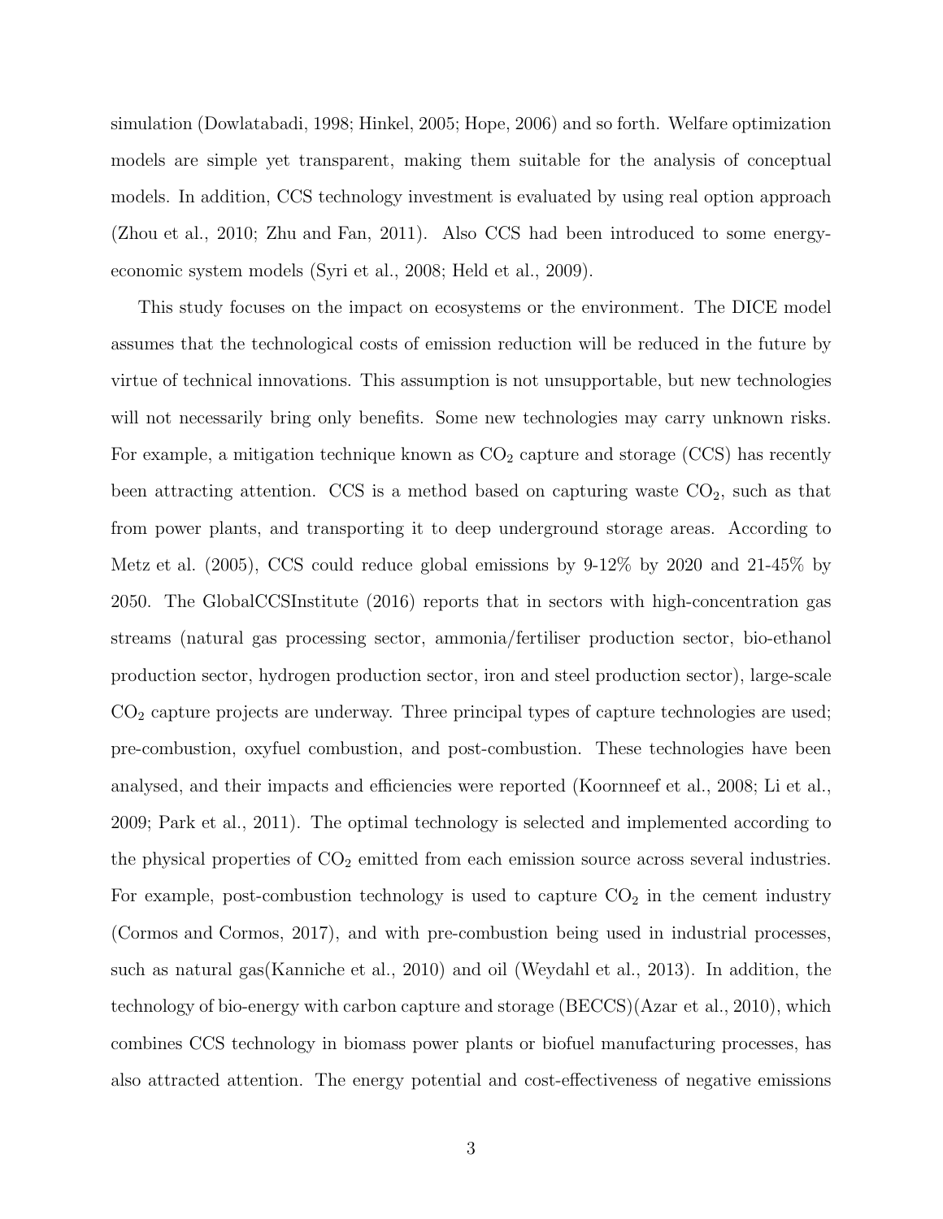simulation (Dowlatabadi, 1998; Hinkel, 2005; Hope, 2006) and so forth. Welfare optimization models are simple yet transparent, making them suitable for the analysis of conceptual models. In addition, CCS technology investment is evaluated by using real option approach (Zhou et al., 2010; Zhu and Fan, 2011). Also CCS had been introduced to some energy-economic system models (Syri et al., 2008; Held et al., 2009).

This study focuses on the impact on ecosystems or the environment. The DICE model assumes that the technological costs of emission reduction will be reduced in the future by virtue of technical innovations. This assumption is not unsupportable, but new technologies will not necessarily bring only benefits. Some new technologies may carry unknown risks. For example, a mitigation technique known as $CO_2$ capture and storage (CCS) has recently been attracting attention. CCS is a method based on capturing waste $CO_2$, such as that from power plants, and transporting it to deep underground storage areas. According to Metz et al. (2005), CCS could reduce global emissions by 9-12% by 2020 and 21-45% by 2050. The GlobalCCSInstitute (2016) reports that in sectors with high-concentration gas streams (natural gas processing sector, ammonia/fertiliser production sector, bio-ethanol production sector, hydrogen production sector, iron and steel production sector), large-scale $CO_2$ capture projects are underway. Three principal types of capture technologies are used; pre-combustion, oxyfuel combustion, and post-combustion. These technologies have been analysed, and their impacts and efficiencies were reported (Koornneef et al., 2008; Li et al., 2009; Park et al., 2011). The optimal technology is selected and implemented according to the physical properties of $CO_2$ emitted from each emission source across several industries. For example, post-combustion technology is used to capture $CO_2$ in the cement industry (Cormos and Cormos, 2017), and with pre-combustion being used in industrial processes, such as natural gas(Kanniche et al., 2010) and oil (Weydahl et al., 2013). In addition, the technology of bio-energy with carbon capture and storage (BECCS)(Azar et al., 2010), which combines CCS technology in biomass power plants or biofuel manufacturing processes, has also attracted attention. The energy potential and cost-effectiveness of negative emissions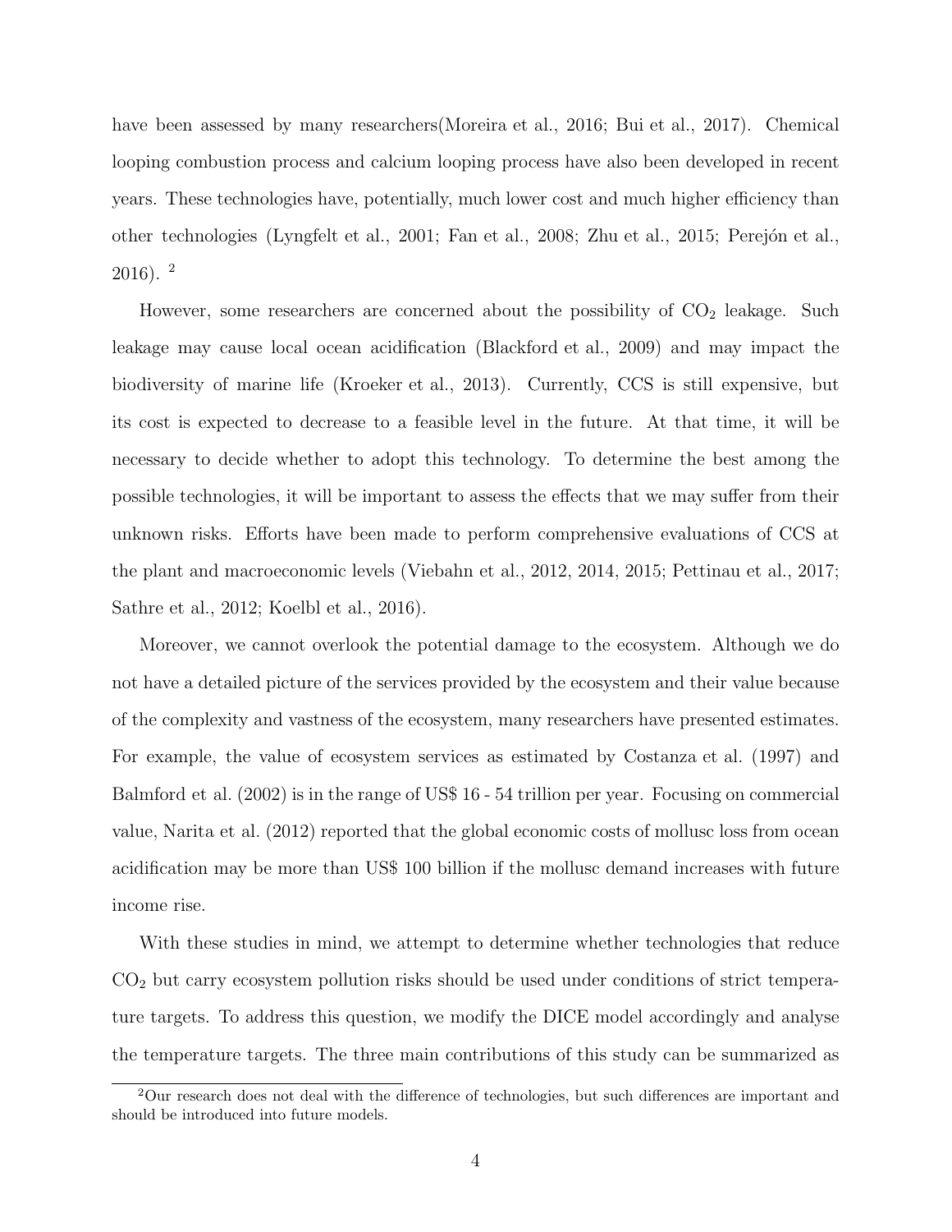have been assessed by many researchers(Moreira et al., 2016; Bui et al., 2017). Chemical looping combustion process and calcium looping process have also been developed in recent years. These technologies have, potentially, much lower cost and much higher efficiency than other technologies (Lyngfelt et al., 2001; Fan et al., 2008; Zhu et al., 2015; Perejón et al., 2016). [2]

However, some researchers are concerned about the possibility of $CO_2$ leakage. Such leakage may cause local ocean acidification (Blackford et al., 2009) and may impact the biodiversity of marine life (Kroeker et al., 2013). Currently, CCS is still expensive, but its cost is expected to decrease to a feasible level in the future. At that time, it will be necessary to decide whether to adopt this technology. To determine the best among the possible technologies, it will be important to assess the effects that we may suffer from their unknown risks. Efforts have been made to perform comprehensive evaluations of CCS at the plant and macroeconomic levels (Viebahn et al., 2012, 2014, 2015; Pettinau et al., 2017; Sathre et al., 2012; Koelbl et al., 2016).

Moreover, we cannot overlook the potential damage to the ecosystem. Although we do not have a detailed picture of the services provided by the ecosystem and their value because of the complexity and vastness of the ecosystem, many researchers have presented estimates. For example, the value of ecosystem services as estimated by Costanza et al. (1997) and Balmford et al. (2002) is in the range of US$ 16 - 54 trillion per year. Focusing on commercial value, Narita et al. (2012) reported that the global economic costs of mollusc loss from ocean acidification may be more than US$ 100 billion if the mollusc demand increases with future income rise.

With these studies in mind, we attempt to determine whether technologies that reduce $CO_2$ but carry ecosystem pollution risks should be used under conditions of strict temperature targets. To address this question, we modify the DICE model accordingly and analyse the temperature targets. The three main contributions of this study can be summarized as

[2] Our research does not deal with the difference of technologies, but such differences are important and should be introduced into future models.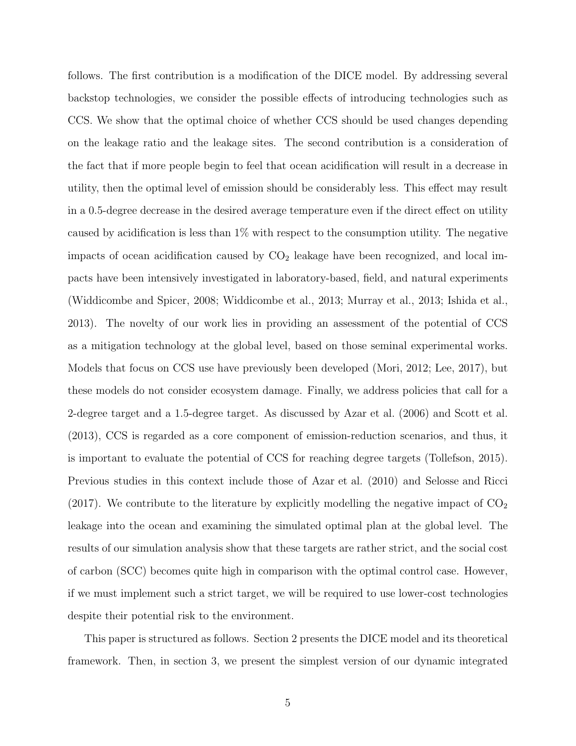follows. The first contribution is a modification of the DICE model. By addressing several backstop technologies, we consider the possible effects of introducing technologies such as CCS. We show that the optimal choice of whether CCS should be used changes depending on the leakage ratio and the leakage sites. The second contribution is a consideration of the fact that if more people begin to feel that ocean acidification will result in a decrease in utility, then the optimal level of emission should be considerably less. This effect may result in a 0.5-degree decrease in the desired average temperature even if the direct effect on utility caused by acidification is less than 1% with respect to the consumption utility. The negative impacts of ocean acidification caused by $CO_2$ leakage have been recognized, and local impacts have been intensively investigated in laboratory-based, field, and natural experiments (Widdicombe and Spicer, 2008; Widdicombe et al., 2013; Murray et al., 2013; Ishida et al., 2013). The novelty of our work lies in providing an assessment of the potential of CCS as a mitigation technology at the global level, based on those seminal experimental works. Models that focus on CCS use have previously been developed (Mori, 2012; Lee, 2017), but these models do not consider ecosystem damage. Finally, we address policies that call for a 2-degree target and a 1.5-degree target. As discussed by Azar et al. (2006) and Scott et al. (2013), CCS is regarded as a core component of emission-reduction scenarios, and thus, it is important to evaluate the potential of CCS for reaching degree targets (Tollefson, 2015). Previous studies in this context include those of Azar et al. (2010) and Selosse and Ricci (2017). We contribute to the literature by explicitly modelling the negative impact of $CO_2$ leakage into the ocean and examining the simulated optimal plan at the global level. The results of our simulation analysis show that these targets are rather strict, and the social cost of carbon (SCC) becomes quite high in comparison with the optimal control case. However, if we must implement such a strict target, we will be required to use lower-cost technologies despite their potential risk to the environment.

This paper is structured as follows. Section 2 presents the DICE model and its theoretical framework. Then, in section 3, we present the simplest version of our dynamic integrated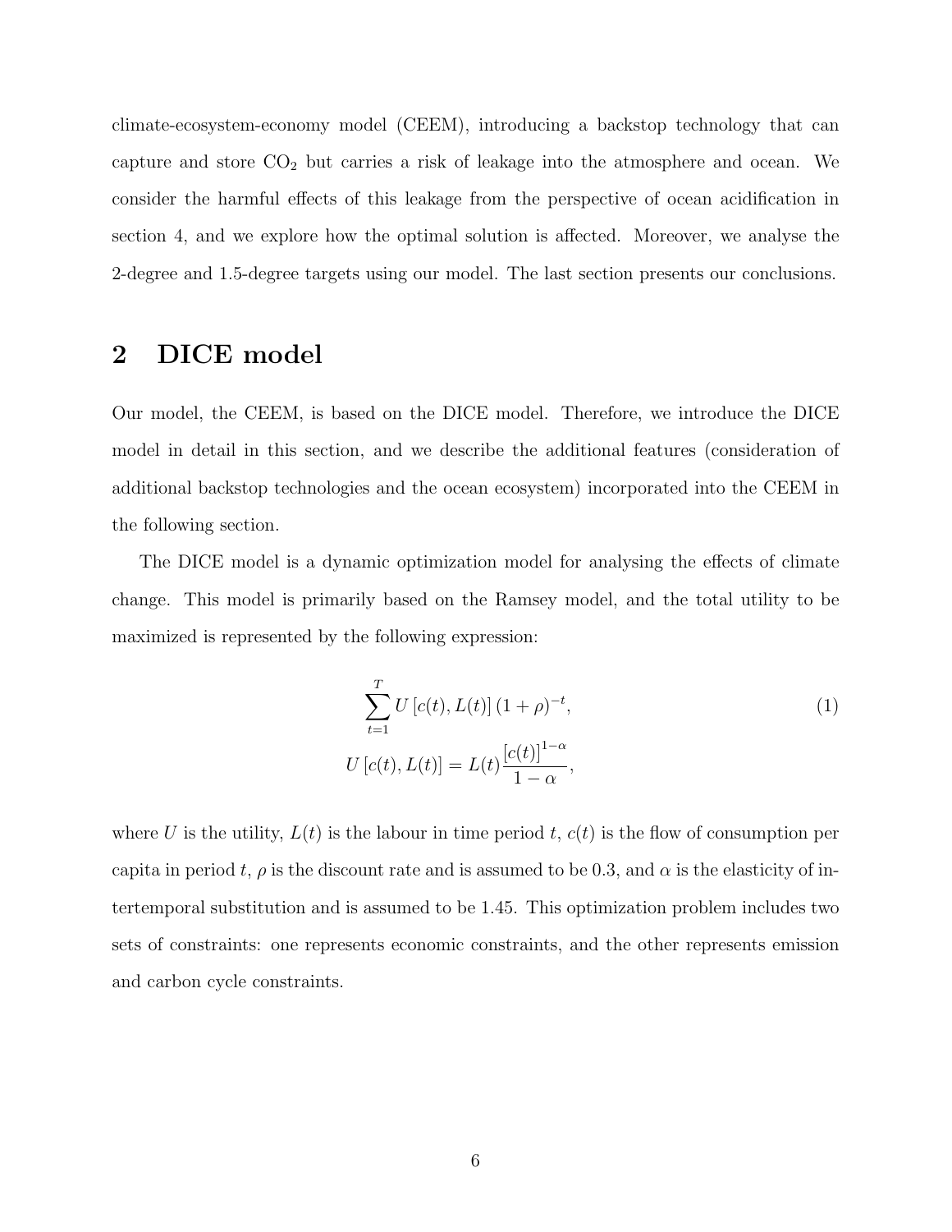climate-ecosystem-economy model (CEEM), introducing a backstop technology that can capture and store $CO_2$ but carries a risk of leakage into the atmosphere and ocean. We consider the harmful effects of this leakage from the perspective of ocean acidification in section 4, and we explore how the optimal solution is affected. Moreover, we analyse the 2-degree and 1.5-degree targets using our model. The last section presents our conclusions.

## 2 DICE model

Our model, the CEEM, is based on the DICE model. Therefore, we introduce the DICE model in detail in this section, and we describe the additional features (consideration of additional backstop technologies and the ocean ecosystem) incorporated into the CEEM in the following section.

The DICE model is a dynamic optimization model for analysing the effects of climate change. This model is primarily based on the Ramsey model, and the total utility to be maximized is represented by the following expression:

$$\sum_{t=1}^{T} U\left[c(t), L(t)\right](1+\rho)^{-t}, \tag{1}$$

$$U\left[c(t), L(t)\right] = L(t)\frac{\left[c(t)\right]^{1-\alpha}}{1-\alpha},$$

where $U$ is the utility, $L(t)$ is the labour in time period $t$, $c(t)$ is the flow of consumption per capita in period $t$, $\rho$ is the discount rate and is assumed to be 0.3, and $\alpha$ is the elasticity of intertemporal substitution and is assumed to be 1.45. This optimization problem includes two sets of constraints: one represents economic constraints, and the other represents emission and carbon cycle constraints.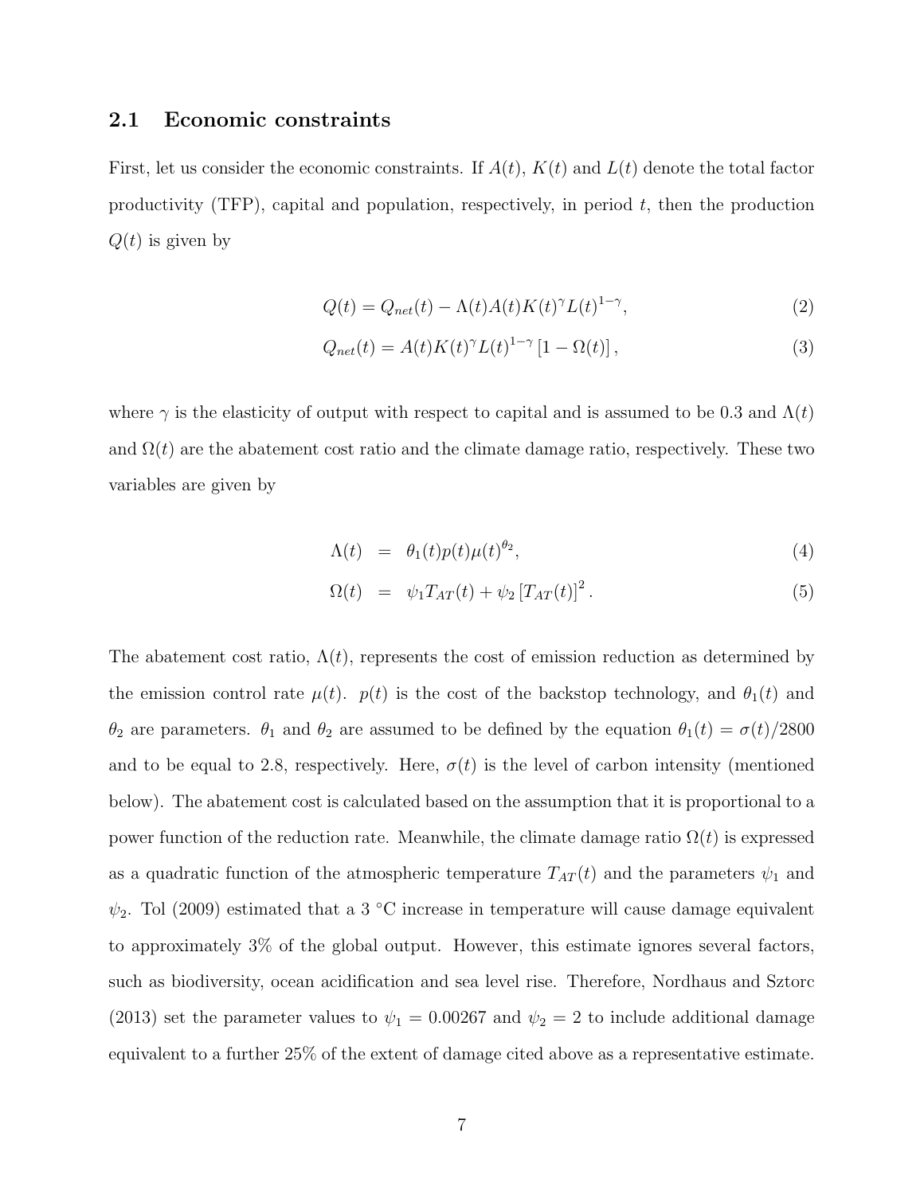### 2.1 Economic constraints

First, let us consider the economic constraints. If $A(t)$, $K(t)$ and $L(t)$ denote the total factor productivity (TFP), capital and population, respectively, in period $t$, then the production $Q(t)$ is given by

$$Q(t) = Q_{net}(t) - \Lambda(t)A(t)K(t)^{\gamma}L(t)^{1-\gamma}, \tag{2}$$

$$Q_{net}(t) = A(t)K(t)^{\gamma}L(t)^{1-\gamma}\left[1 - \Omega(t)\right], \tag{3}$$

where $\gamma$ is the elasticity of output with respect to capital and is assumed to be 0.3 and $\Lambda(t)$ and $\Omega(t)$ are the abatement cost ratio and the climate damage ratio, respectively. These two variables are given by

$$\Lambda(t) = \theta_1(t)p(t)\mu(t)^{\theta_2}, \tag{4}$$

$$\Omega(t) = \psi_1 T_{AT}(t) + \psi_2\left[T_{AT}(t)\right]^2. \tag{5}$$

The abatement cost ratio, $\Lambda(t)$, represents the cost of emission reduction as determined by the emission control rate $\mu(t)$. $p(t)$ is the cost of the backstop technology, and $\theta_1(t)$ and $\theta_2$ are parameters. $\theta_1$ and $\theta_2$ are assumed to be defined by the equation $\theta_1(t) = \sigma(t)/2800$ and to be equal to 2.8, respectively. Here, $\sigma(t)$ is the level of carbon intensity (mentioned below). The abatement cost is calculated based on the assumption that it is proportional to a power function of the reduction rate. Meanwhile, the climate damage ratio $\Omega(t)$ is expressed as a quadratic function of the atmospheric temperature $T_{AT}(t)$ and the parameters $\psi_1$ and $\psi_2$. Tol (2009) estimated that a 3 °C increase in temperature will cause damage equivalent to approximately 3% of the global output. However, this estimate ignores several factors, such as biodiversity, ocean acidification and sea level rise. Therefore, Nordhaus and Sztorc (2013) set the parameter values to $\psi_1 = 0.00267$ and $\psi_2 = 2$ to include additional damage equivalent to a further 25% of the extent of damage cited above as a representative estimate.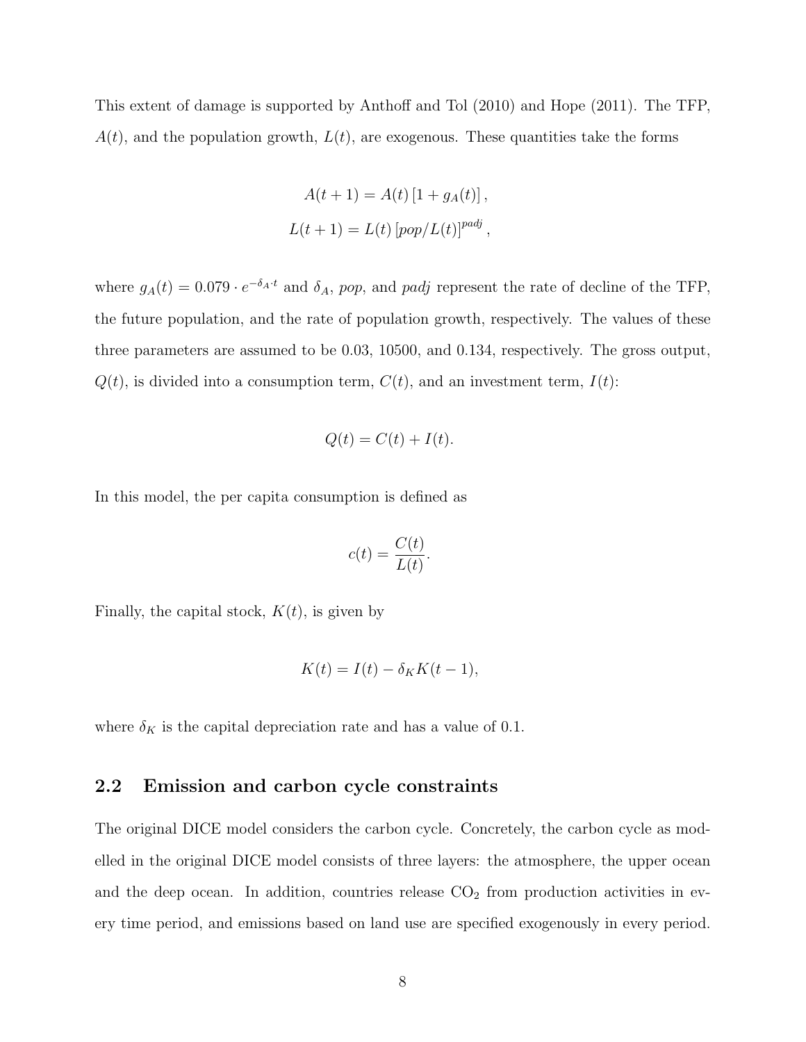This extent of damage is supported by Anthoff and Tol (2010) and Hope (2011). The TFP, $A(t)$, and the population growth, $L(t)$, are exogenous. These quantities take the forms

$$A(t+1) = A(t)\left[1 + g_A(t)\right],$$
$$L(t+1) = L(t)\left[pop/L(t)\right]^{padj},$$

where $g_A(t) = 0.079 \cdot e^{-\delta_A \cdot t}$ and $\delta_A$, $pop$, and $padj$ represent the rate of decline of the TFP, the future population, and the rate of population growth, respectively. The values of these three parameters are assumed to be 0.03, 10500, and 0.134, respectively. The gross output, $Q(t)$, is divided into a consumption term, $C(t)$, and an investment term, $I(t)$:

$$Q(t) = C(t) + I(t).$$

In this model, the per capita consumption is defined as

$$c(t) = \frac{C(t)}{L(t)}.$$

Finally, the capital stock, $K(t)$, is given by

$$K(t) = I(t) - \delta_K K(t-1),$$

where $\delta_K$ is the capital depreciation rate and has a value of 0.1.

## 2.2 Emission and carbon cycle constraints

The original DICE model considers the carbon cycle. Concretely, the carbon cycle as modelled in the original DICE model consists of three layers: the atmosphere, the upper ocean and the deep ocean. In addition, countries release $CO_2$ from production activities in every time period, and emissions based on land use are specified exogenously in every period.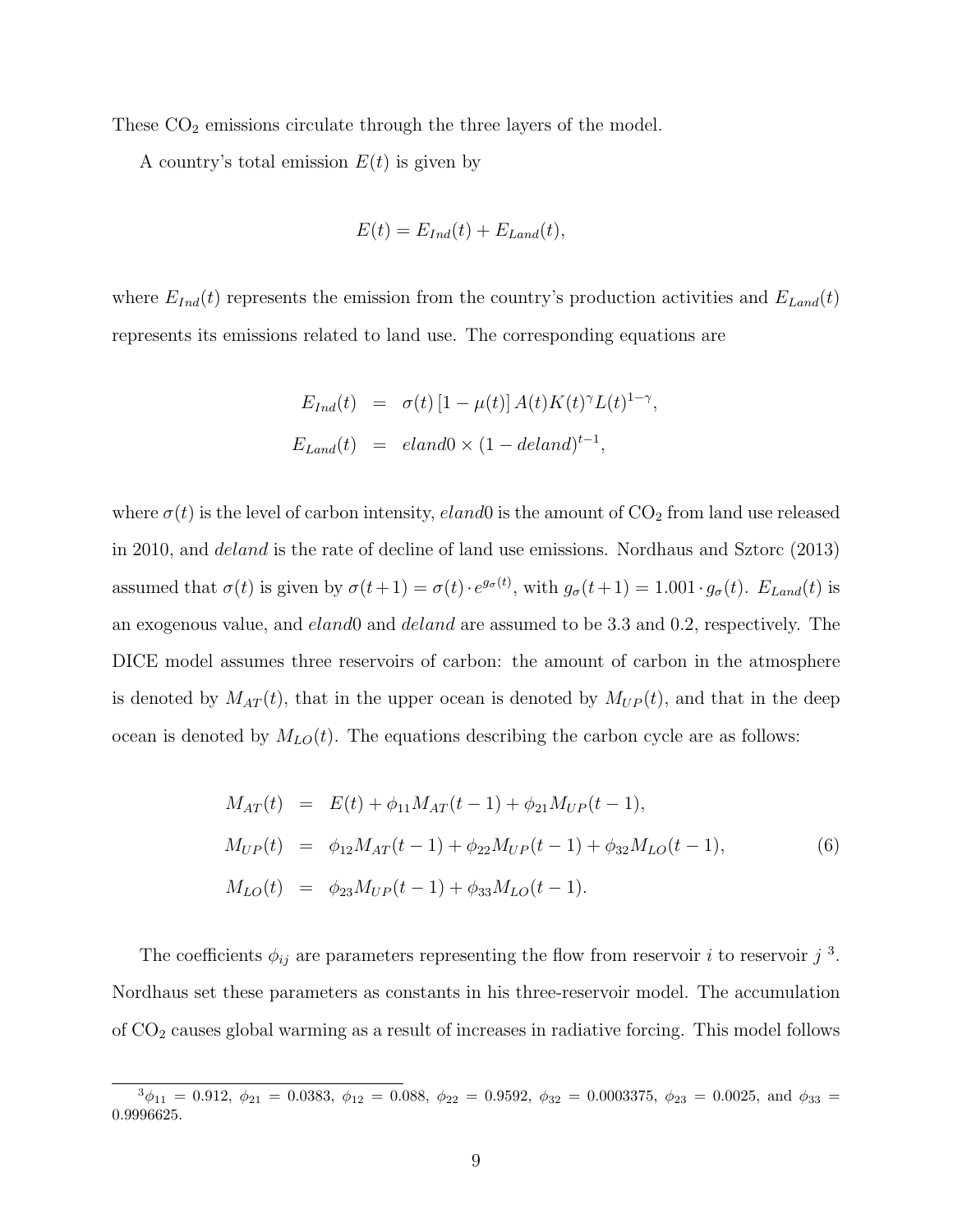These $CO_2$ emissions circulate through the three layers of the model.

A country's total emission $E(t)$ is given by

$$E(t) = E_{Ind}(t) + E_{Land}(t),$$

where $E_{Ind}(t)$ represents the emission from the country's production activities and $E_{Land}(t)$ represents its emissions related to land use. The corresponding equations are

$$\begin{aligned} E_{Ind}(t) &= \sigma(t)\left[1-\mu(t)\right] A(t) K(t)^{\gamma} L(t)^{1-\gamma}, \\ E_{Land}(t) &= eland0 \times (1-deland)^{t-1}, \end{aligned}$$

where $\sigma(t)$ is the level of carbon intensity, $eland0$ is the amount of $CO_2$ from land use released in 2010, and $deland$ is the rate of decline of land use emissions. Nordhaus and Sztorc (2013) assumed that $\sigma(t)$ is given by $\sigma(t+1) = \sigma(t) \cdot e^{g_{\sigma}(t)}$, with $g_{\sigma}(t+1) = 1.001 \cdot g_{\sigma}(t)$. $E_{Land}(t)$ is an exogenous value, and $eland0$ and $deland$ are assumed to be 3.3 and 0.2, respectively. The DICE model assumes three reservoirs of carbon: the amount of carbon in the atmosphere is denoted by $M_{AT}(t)$, that in the upper ocean is denoted by $M_{UP}(t)$, and that in the deep ocean is denoted by $M_{LO}(t)$. The equations describing the carbon cycle are as follows:

$$\begin{aligned} M_{AT}(t) &= E(t) + \phi_{11} M_{AT}(t-1) + \phi_{21} M_{UP}(t-1), \\ M_{UP}(t) &= \phi_{12} M_{AT}(t-1) + \phi_{22} M_{UP}(t-1) + \phi_{32} M_{LO}(t-1), \\ M_{LO}(t) &= \phi_{23} M_{UP}(t-1) + \phi_{33} M_{LO}(t-1). \end{aligned} \tag{6}$$

The coefficients $\phi_{ij}$ are parameters representing the flow from reservoir $i$ to reservoir $j$ [3]. Nordhaus set these parameters as constants in his three-reservoir model. The accumulation of $CO_2$ causes global warming as a result of increases in radiative forcing. This model follows

[3] $\phi_{11} = 0.912$, $\phi_{21} = 0.0383$, $\phi_{12} = 0.088$, $\phi_{22} = 0.9592$, $\phi_{32} = 0.0003375$, $\phi_{23} = 0.0025$, and $\phi_{33} = 0.9996625$.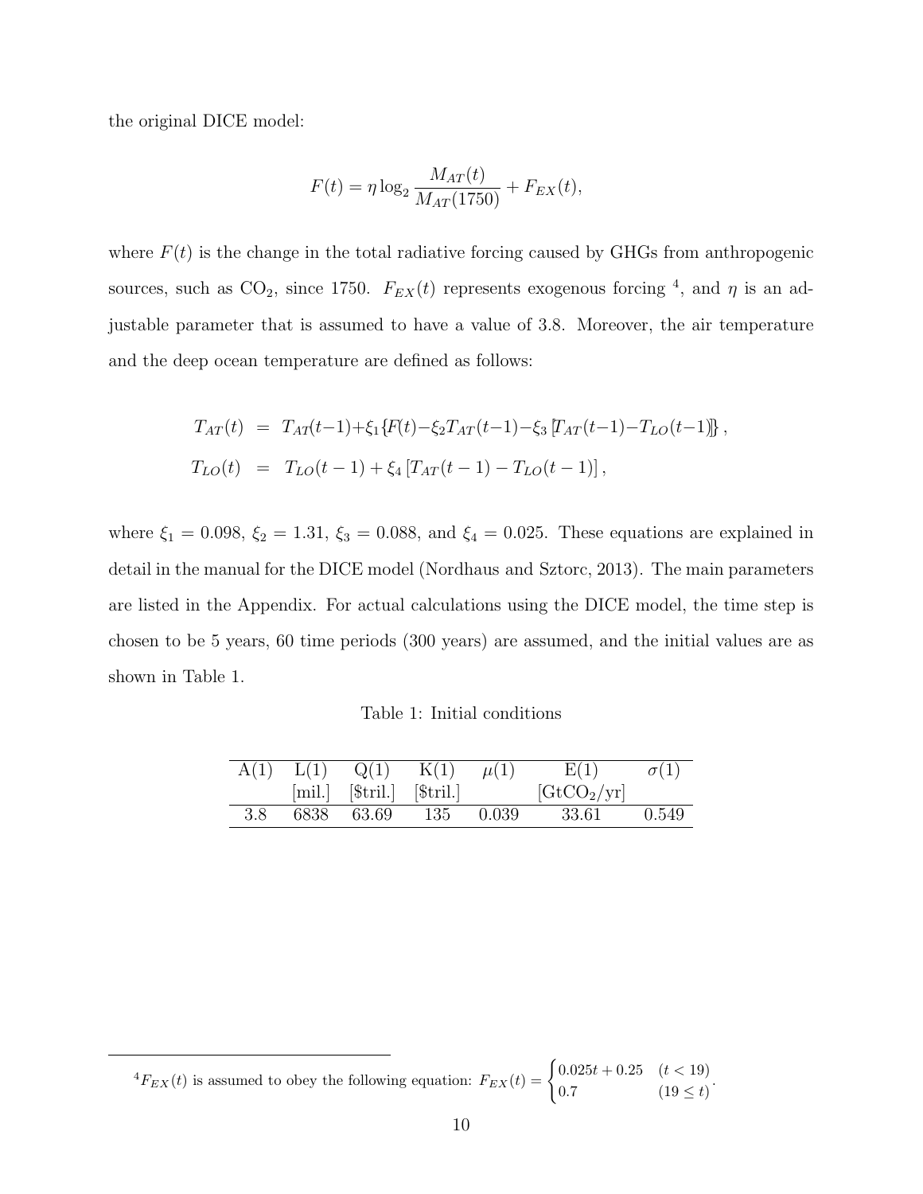the original DICE model:

$$F(t) = \eta \log_2 \frac{M_{AT}(t)}{M_{AT}(1750)} + F_{EX}(t),$$

where $F(t)$ is the change in the total radiative forcing caused by GHGs from anthropogenic sources, such as $CO_2$, since 1750. $F_{EX}(t)$ represents exogenous forcing [4], and $\eta$ is an adjustable parameter that is assumed to have a value of 3.8. Moreover, the air temperature and the deep ocean temperature are defined as follows:

$$\begin{aligned}
T_{AT}(t) &= T_{AT}(t-1)+\xi_1 \{F(t)-\xi_2 T_{AT}(t-1)-\xi_3 [T_{AT}(t-1)-T_{LO}(t-1)]\}, \\
T_{LO}(t) &= T_{LO}(t-1) + \xi_4 [T_{AT}(t-1) - T_{LO}(t-1)],
\end{aligned}$$

where $\xi_1 = 0.098$, $\xi_2 = 1.31$, $\xi_3 = 0.088$, and $\xi_4 = 0.025$. These equations are explained in detail in the manual for the DICE model (Nordhaus and Sztorc, 2013). The main parameters are listed in the Appendix. For actual calculations using the DICE model, the time step is chosen to be 5 years, 60 time periods (300 years) are assumed, and the initial values are as shown in Table 1.

Table 1: Initial conditions

| A(1) | L(1) [mil.] | Q(1) [\$tril.] | K(1) [\$tril.] | $\mu(1)$ | E(1) [$GtCO_2$/yr] | $\sigma(1)$ |
|---|---|---|---|---|---|---|
| 3.8 | 6838 | 63.69 | 135 | 0.039 | 33.61 | 0.549 |

[4] $F_{EX}(t)$ is assumed to obey the following equation: $F_{EX}(t) = \begin{cases} 0.025t + 0.25 & (t < 19) \\ 0.7 & (19 \leq t) \end{cases}$.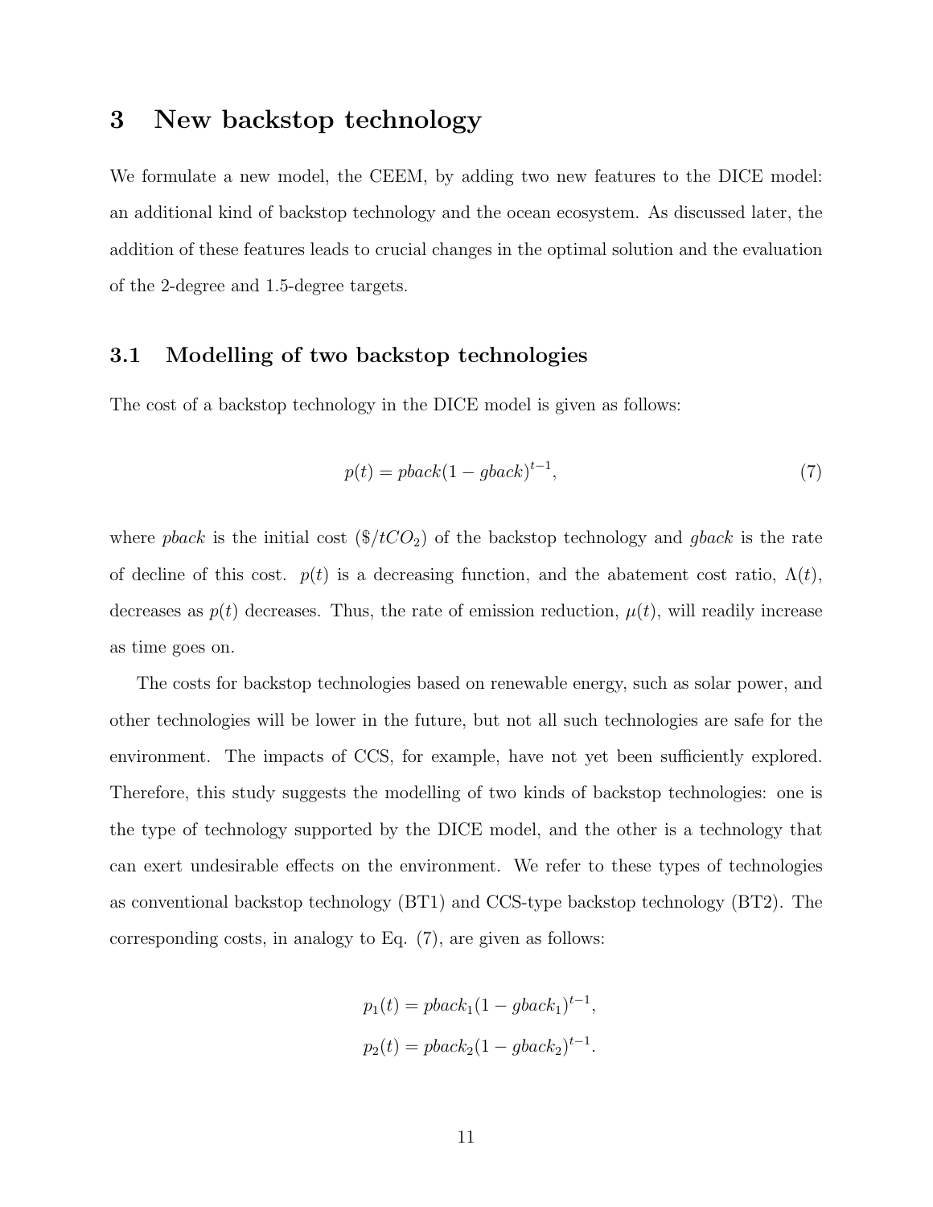# 3 New backstop technology

We formulate a new model, the CEEM, by adding two new features to the DICE model: an additional kind of backstop technology and the ocean ecosystem. As discussed later, the addition of these features leads to crucial changes in the optimal solution and the evaluation of the 2-degree and 1.5-degree targets.

## 3.1 Modelling of two backstop technologies

The cost of a backstop technology in the DICE model is given as follows:

$$p(t) = pback(1 - gback)^{t-1}, \tag{7}$$

where *pback* is the initial cost ($\$/tCO_2$) of the backstop technology and *gback* is the rate of decline of this cost. $p(t)$ is a decreasing function, and the abatement cost ratio, $\Lambda(t)$, decreases as $p(t)$ decreases. Thus, the rate of emission reduction, $\mu(t)$, will readily increase as time goes on.

The costs for backstop technologies based on renewable energy, such as solar power, and other technologies will be lower in the future, but not all such technologies are safe for the environment. The impacts of CCS, for example, have not yet been sufficiently explored. Therefore, this study suggests the modelling of two kinds of backstop technologies: one is the type of technology supported by the DICE model, and the other is a technology that can exert undesirable effects on the environment. We refer to these types of technologies as conventional backstop technology (BT1) and CCS-type backstop technology (BT2). The corresponding costs, in analogy to Eq. (7), are given as follows:

$$p_1(t) = pback_1(1 - gback_1)^{t-1},$$
$$p_2(t) = pback_2(1 - gback_2)^{t-1}.$$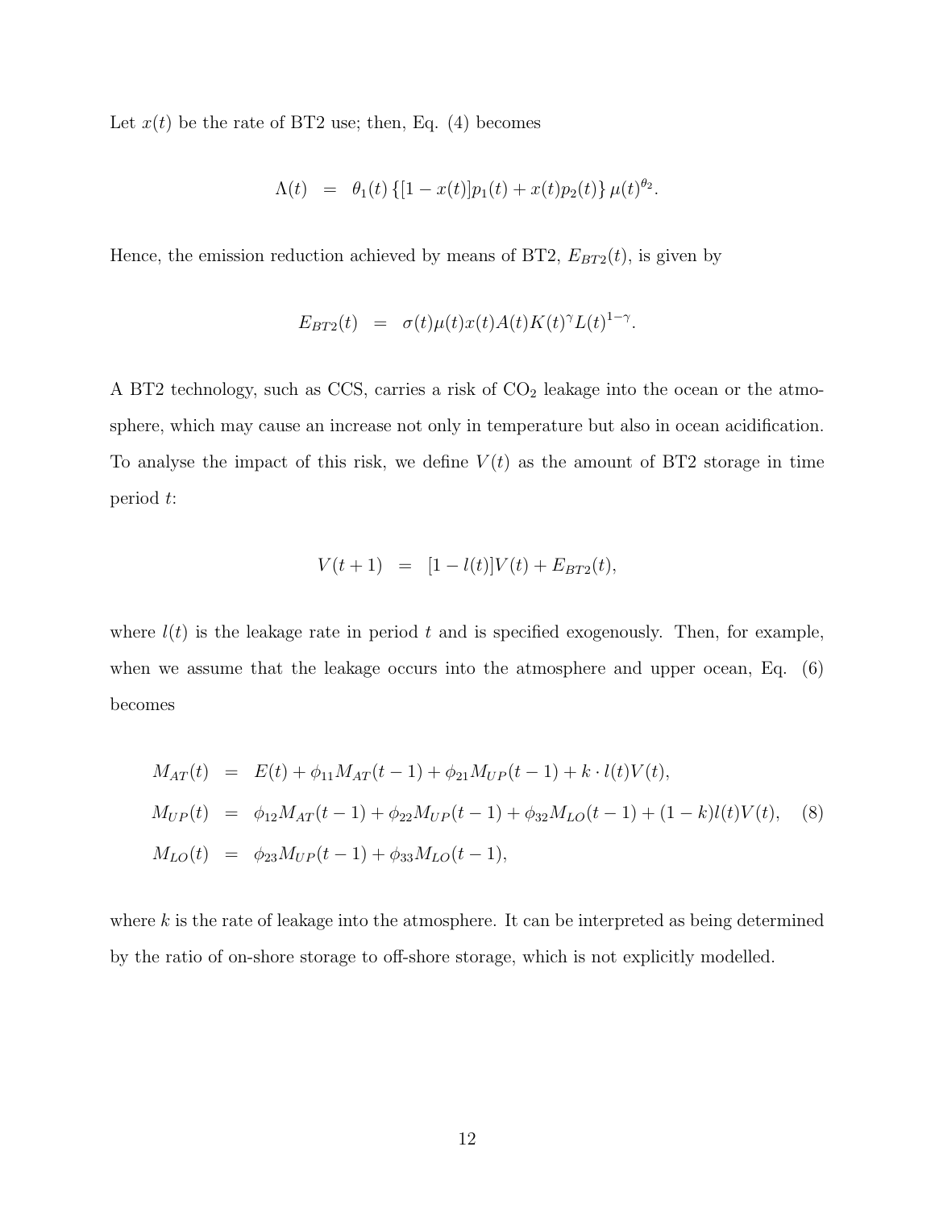Let $x(t)$ be the rate of BT2 use; then, Eq. (4) becomes

$$\Lambda(t) = \theta_1(t) \{[1 - x(t)]p_1(t) + x(t)p_2(t)\} \mu(t)^{\theta_2}.$$

Hence, the emission reduction achieved by means of BT2, $E_{BT2}(t)$, is given by

$$E_{BT2}(t) = \sigma(t)\mu(t)x(t)A(t)K(t)^{\gamma}L(t)^{1-\gamma}.$$

A BT2 technology, such as CCS, carries a risk of $CO_2$ leakage into the ocean or the atmosphere, which may cause an increase not only in temperature but also in ocean acidification. To analyse the impact of this risk, we define $V(t)$ as the amount of BT2 storage in time period $t$:

$$V(t+1) = [1 - l(t)]V(t) + E_{BT2}(t),$$

where $l(t)$ is the leakage rate in period $t$ and is specified exogenously. Then, for example, when we assume that the leakage occurs into the atmosphere and upper ocean, Eq. (6) becomes

$$\begin{aligned}
M_{AT}(t) &= E(t) + \phi_{11}M_{AT}(t-1) + \phi_{21}M_{UP}(t-1) + k \cdot l(t)V(t), \\
M_{UP}(t) &= \phi_{12}M_{AT}(t-1) + \phi_{22}M_{UP}(t-1) + \phi_{32}M_{LO}(t-1) + (1-k)l(t)V(t), \quad (8) \\
M_{LO}(t) &= \phi_{23}M_{UP}(t-1) + \phi_{33}M_{LO}(t-1),
\end{aligned}$$

where $k$ is the rate of leakage into the atmosphere. It can be interpreted as being determined by the ratio of on-shore storage to off-shore storage, which is not explicitly modelled.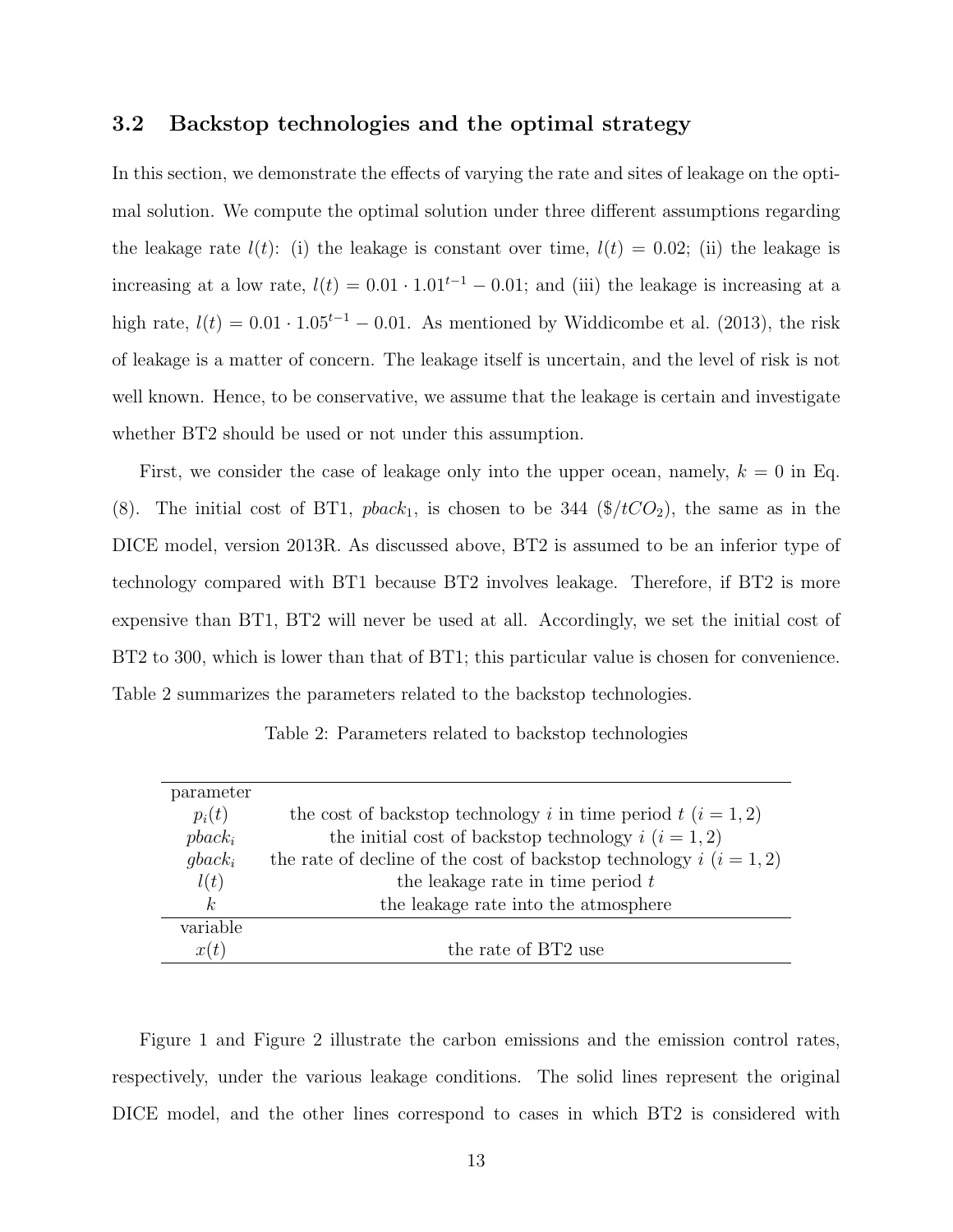### 3.2 Backstop technologies and the optimal strategy

In this section, we demonstrate the effects of varying the rate and sites of leakage on the optimal solution. We compute the optimal solution under three different assumptions regarding the leakage rate $l(t)$: (i) the leakage is constant over time, $l(t) = 0.02$; (ii) the leakage is increasing at a low rate, $l(t) = 0.01 \cdot 1.01^{t-1} - 0.01$; and (iii) the leakage is increasing at a high rate, $l(t) = 0.01 \cdot 1.05^{t-1} - 0.01$. As mentioned by Widdicombe et al. (2013), the risk of leakage is a matter of concern. The leakage itself is uncertain, and the level of risk is not well known. Hence, to be conservative, we assume that the leakage is certain and investigate whether BT2 should be used or not under this assumption.

First, we consider the case of leakage only into the upper ocean, namely, $k = 0$ in Eq. (8). The initial cost of BT1, $pback_1$, is chosen to be 344 ($\$/tCO_2$), the same as in the DICE model, version 2013R. As discussed above, BT2 is assumed to be an inferior type of technology compared with BT1 because BT2 involves leakage. Therefore, if BT2 is more expensive than BT1, BT2 will never be used at all. Accordingly, we set the initial cost of BT2 to 300, which is lower than that of BT1; this particular value is chosen for convenience. Table 2 summarizes the parameters related to the backstop technologies.

Table 2: Parameters related to backstop technologies

| parameter | |
|---|---|
| $p_i(t)$ | the cost of backstop technology $i$ in time period $t$ $(i = 1, 2)$ |
| $pback_i$ | the initial cost of backstop technology $i$ $(i = 1, 2)$ |
| $gback_i$ | the rate of decline of the cost of backstop technology $i$ $(i = 1, 2)$ |
| $l(t)$ | the leakage rate in time period $t$ |
| $k$ | the leakage rate into the atmosphere |
| **variable** | |
| $x(t)$ | the rate of BT2 use |

Figure 1 and Figure 2 illustrate the carbon emissions and the emission control rates, respectively, under the various leakage conditions. The solid lines represent the original DICE model, and the other lines correspond to cases in which BT2 is considered with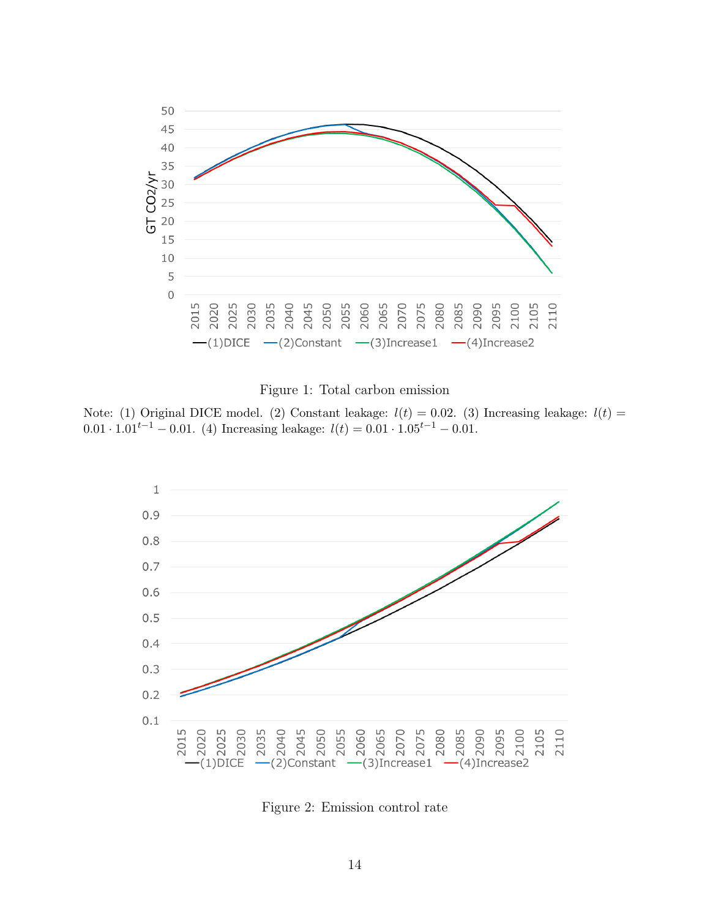Figure 1: Total carbon emission

Note: (1) Original DICE model. (2) Constant leakage: $l(t) = 0.02$. (3) Increasing leakage: $l(t) = 0.01 \cdot 1.01^{t-1} - 0.01$. (4) Increasing leakage: $l(t) = 0.01 \cdot 1.05^{t-1} - 0.01$.

Figure 2: Emission control rate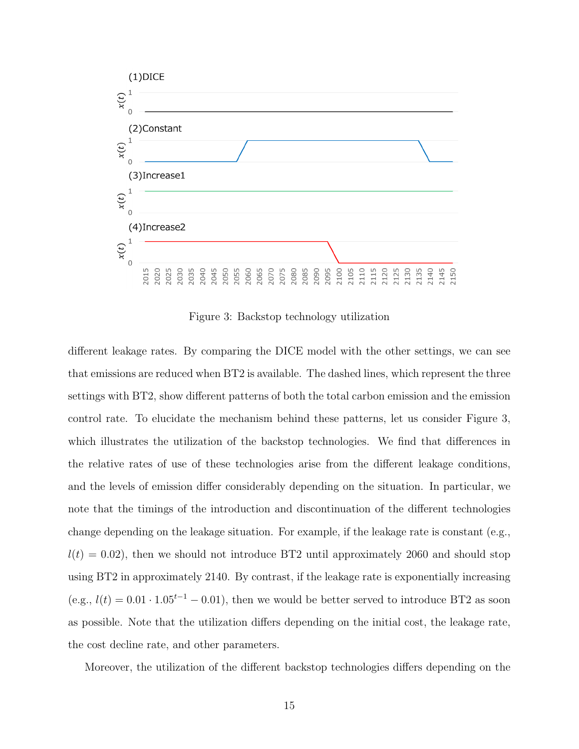Figure 3: Backstop technology utilization

different leakage rates. By comparing the DICE model with the other settings, we can see that emissions are reduced when BT2 is available. The dashed lines, which represent the three settings with BT2, show different patterns of both the total carbon emission and the emission control rate. To elucidate the mechanism behind these patterns, let us consider Figure 3, which illustrates the utilization of the backstop technologies. We find that differences in the relative rates of use of these technologies arise from the different leakage conditions, and the levels of emission differ considerably depending on the situation. In particular, we note that the timings of the introduction and discontinuation of the different technologies change depending on the leakage situation. For example, if the leakage rate is constant (e.g., $l(t) = 0.02$), then we should not introduce BT2 until approximately 2060 and should stop using BT2 in approximately 2140. By contrast, if the leakage rate is exponentially increasing (e.g., $l(t) = 0.01 \cdot 1.05^{t-1} - 0.01$), then we would be better served to introduce BT2 as soon as possible. Note that the utilization differs depending on the initial cost, the leakage rate, the cost decline rate, and other parameters.

Moreover, the utilization of the different backstop technologies differs depending on the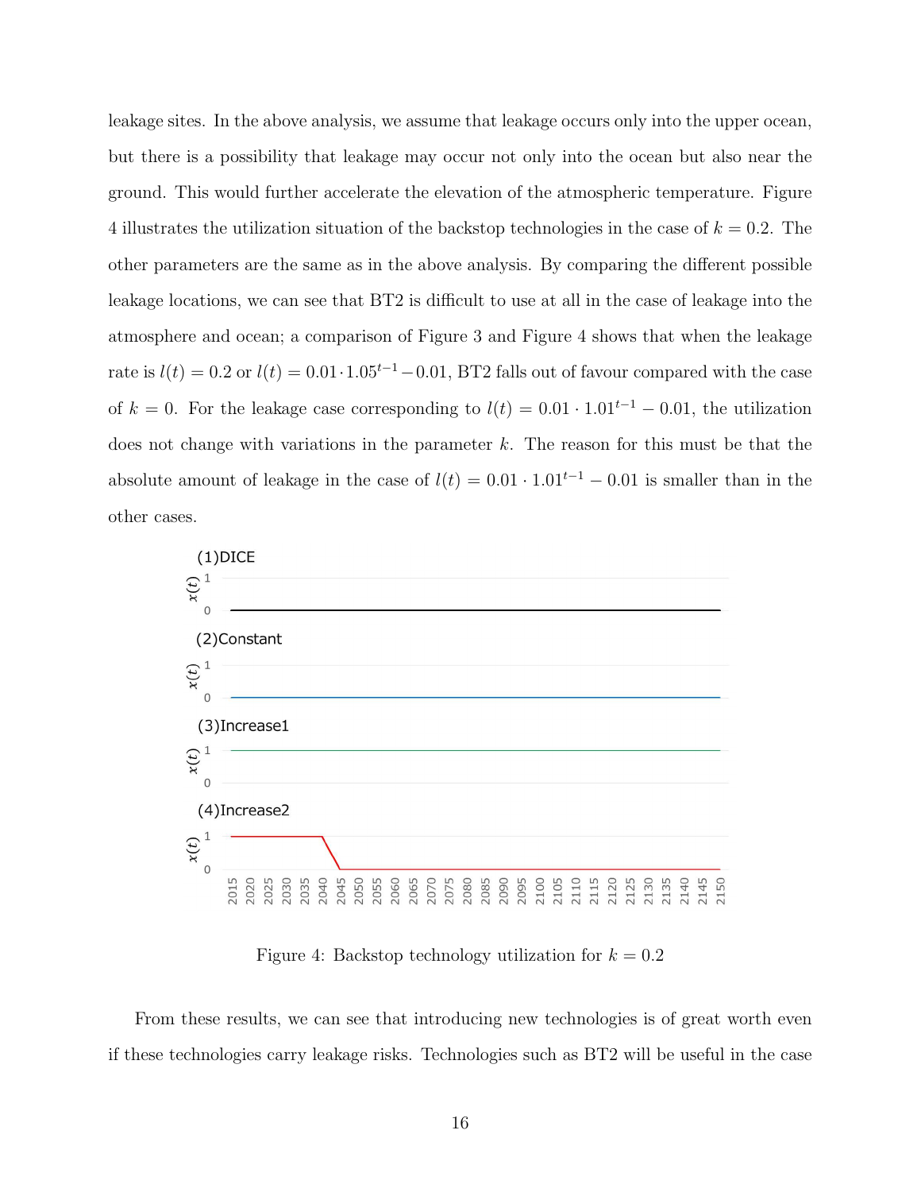leakage sites. In the above analysis, we assume that leakage occurs only into the upper ocean, but there is a possibility that leakage may occur not only into the ocean but also near the ground. This would further accelerate the elevation of the atmospheric temperature. Figure 4 illustrates the utilization situation of the backstop technologies in the case of $k = 0.2$. The other parameters are the same as in the above analysis. By comparing the different possible leakage locations, we can see that BT2 is difficult to use at all in the case of leakage into the atmosphere and ocean; a comparison of Figure 3 and Figure 4 shows that when the leakage rate is $l(t) = 0.2$ or $l(t) = 0.01 \cdot 1.05^{t-1} - 0.01$, BT2 falls out of favour compared with the case of $k = 0$. For the leakage case corresponding to $l(t) = 0.01 \cdot 1.01^{t-1} - 0.01$, the utilization does not change with variations in the parameter $k$. The reason for this must be that the absolute amount of leakage in the case of $l(t) = 0.01 \cdot 1.01^{t-1} - 0.01$ is smaller than in the other cases.

Figure 4: Backstop technology utilization for $k = 0.2$

From these results, we can see that introducing new technologies is of great worth even if these technologies carry leakage risks. Technologies such as BT2 will be useful in the case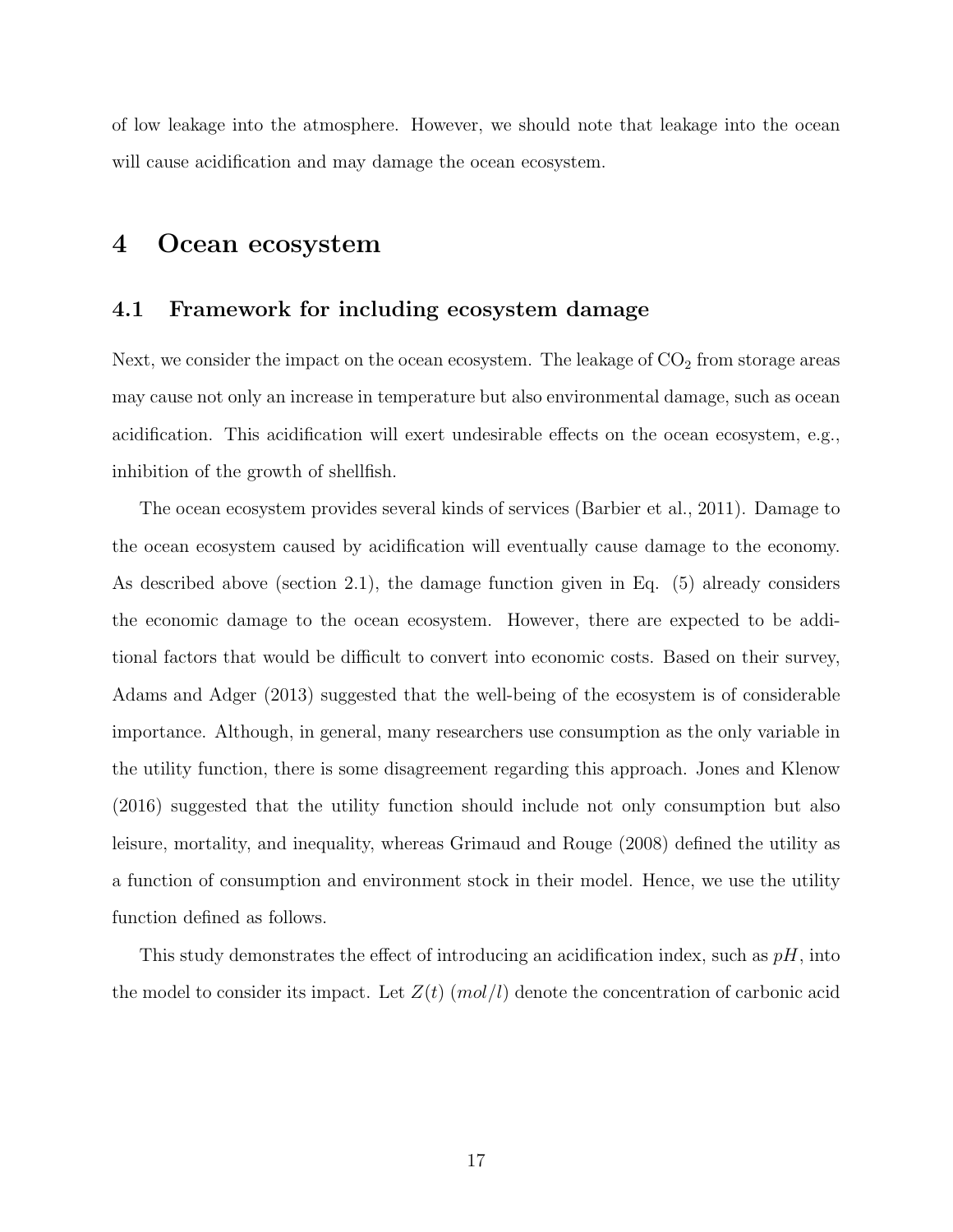of low leakage into the atmosphere. However, we should note that leakage into the ocean will cause acidification and may damage the ocean ecosystem.

# 4 Ocean ecosystem

## 4.1 Framework for including ecosystem damage

Next, we consider the impact on the ocean ecosystem. The leakage of $CO_2$ from storage areas may cause not only an increase in temperature but also environmental damage, such as ocean acidification. This acidification will exert undesirable effects on the ocean ecosystem, e.g., inhibition of the growth of shellfish.

The ocean ecosystem provides several kinds of services (Barbier et al., 2011). Damage to the ocean ecosystem caused by acidification will eventually cause damage to the economy. As described above (section 2.1), the damage function given in Eq. (5) already considers the economic damage to the ocean ecosystem. However, there are expected to be additional factors that would be difficult to convert into economic costs. Based on their survey, Adams and Adger (2013) suggested that the well-being of the ecosystem is of considerable importance. Although, in general, many researchers use consumption as the only variable in the utility function, there is some disagreement regarding this approach. Jones and Klenow (2016) suggested that the utility function should include not only consumption but also leisure, mortality, and inequality, whereas Grimaud and Rouge (2008) defined the utility as a function of consumption and environment stock in their model. Hence, we use the utility function defined as follows.

This study demonstrates the effect of introducing an acidification index, such as $pH$, into the model to consider its impact. Let $Z(t)$ $(mol/l)$ denote the concentration of carbonic acid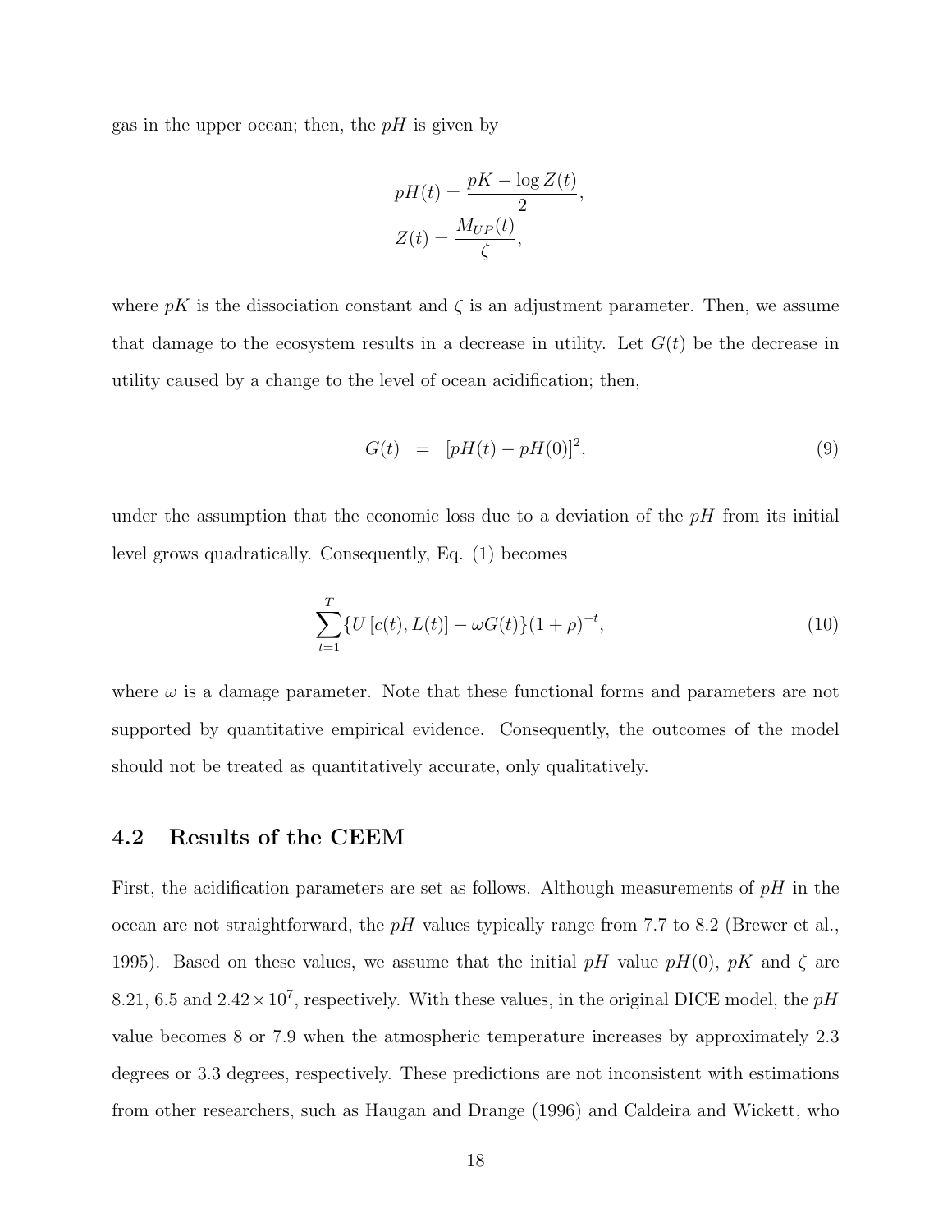gas in the upper ocean; then, the $pH$ is given by

$$pH(t) = \frac{pK - \log Z(t)}{2},$$
$$Z(t) = \frac{M_{UP}(t)}{\zeta},$$

where $pK$ is the dissociation constant and $\zeta$ is an adjustment parameter. Then, we assume that damage to the ecosystem results in a decrease in utility. Let $G(t)$ be the decrease in utility caused by a change to the level of ocean acidification; then,

$$G(t) \;=\; [pH(t) - pH(0)]^2, \tag{9}$$

under the assumption that the economic loss due to a deviation of the $pH$ from its initial level grows quadratically. Consequently, Eq. (1) becomes

$$\sum_{t=1}^{T} \{U\left[c(t), L(t)\right] - \omega G(t)\}(1+\rho)^{-t}, \tag{10}$$

where $\omega$ is a damage parameter. Note that these functional forms and parameters are not supported by quantitative empirical evidence. Consequently, the outcomes of the model should not be treated as quantitatively accurate, only qualitatively.

## 4.2 Results of the CEEM

First, the acidification parameters are set as follows. Although measurements of $pH$ in the ocean are not straightforward, the $pH$ values typically range from 7.7 to 8.2 (Brewer et al., 1995). Based on these values, we assume that the initial $pH$ value $pH(0)$, $pK$ and $\zeta$ are 8.21, 6.5 and $2.42 \times 10^7$, respectively. With these values, in the original DICE model, the $pH$ value becomes 8 or 7.9 when the atmospheric temperature increases by approximately 2.3 degrees or 3.3 degrees, respectively. These predictions are not inconsistent with estimations from other researchers, such as Haugan and Drange (1996) and Caldeira and Wickett, who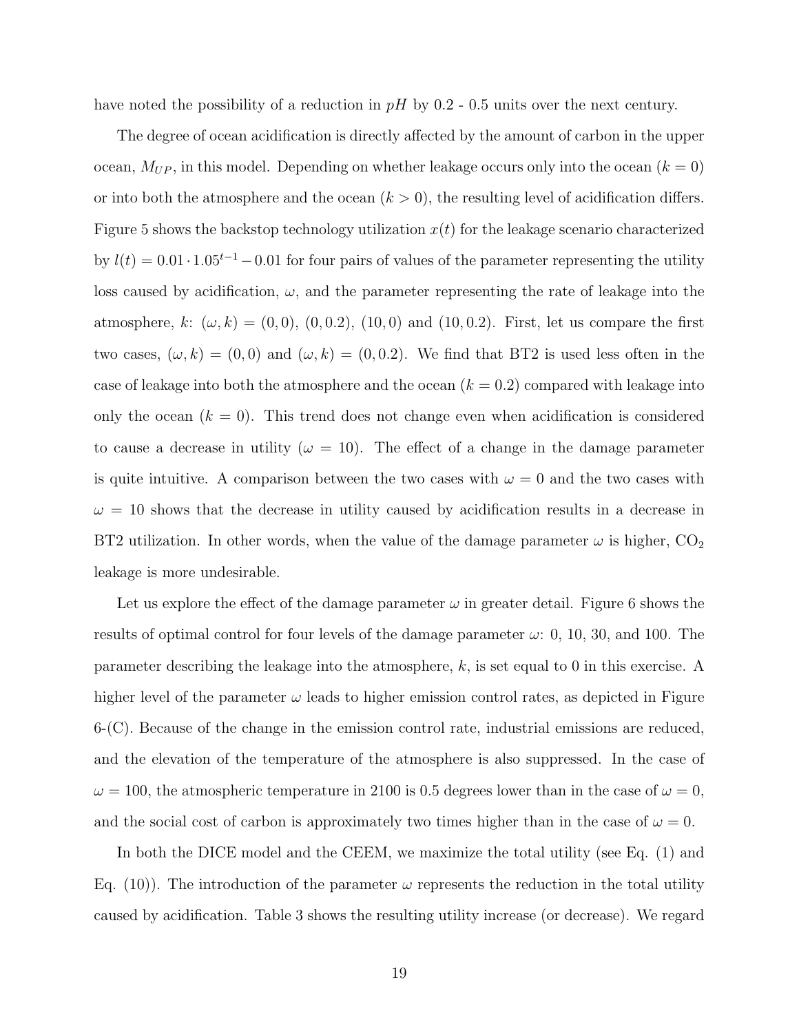have noted the possibility of a reduction in $pH$ by 0.2 - 0.5 units over the next century.

The degree of ocean acidification is directly affected by the amount of carbon in the upper ocean, $M_{UP}$, in this model. Depending on whether leakage occurs only into the ocean ($k = 0$) or into both the atmosphere and the ocean ($k > 0$), the resulting level of acidification differs. Figure 5 shows the backstop technology utilization $x(t)$ for the leakage scenario characterized by $l(t) = 0.01 \cdot 1.05^{t-1} - 0.01$ for four pairs of values of the parameter representing the utility loss caused by acidification, $\omega$, and the parameter representing the rate of leakage into the atmosphere, $k$: $(\omega, k) = (0, 0)$, $(0, 0.2)$, $(10, 0)$ and $(10, 0.2)$. First, let us compare the first two cases, $(\omega, k) = (0, 0)$ and $(\omega, k) = (0, 0.2)$. We find that BT2 is used less often in the case of leakage into both the atmosphere and the ocean ($k = 0.2$) compared with leakage into only the ocean ($k = 0$). This trend does not change even when acidification is considered to cause a decrease in utility ($\omega = 10$). The effect of a change in the damage parameter is quite intuitive. A comparison between the two cases with $\omega = 0$ and the two cases with $\omega = 10$ shows that the decrease in utility caused by acidification results in a decrease in BT2 utilization. In other words, when the value of the damage parameter $\omega$ is higher, $CO_2$ leakage is more undesirable.

Let us explore the effect of the damage parameter $\omega$ in greater detail. Figure 6 shows the results of optimal control for four levels of the damage parameter $\omega$: 0, 10, 30, and 100. The parameter describing the leakage into the atmosphere, $k$, is set equal to 0 in this exercise. A higher level of the parameter $\omega$ leads to higher emission control rates, as depicted in Figure 6-(C). Because of the change in the emission control rate, industrial emissions are reduced, and the elevation of the temperature of the atmosphere is also suppressed. In the case of $\omega = 100$, the atmospheric temperature in 2100 is 0.5 degrees lower than in the case of $\omega = 0$, and the social cost of carbon is approximately two times higher than in the case of $\omega = 0$.

In both the DICE model and the CEEM, we maximize the total utility (see Eq. (1) and Eq. (10)). The introduction of the parameter $\omega$ represents the reduction in the total utility caused by acidification. Table 3 shows the resulting utility increase (or decrease). We regard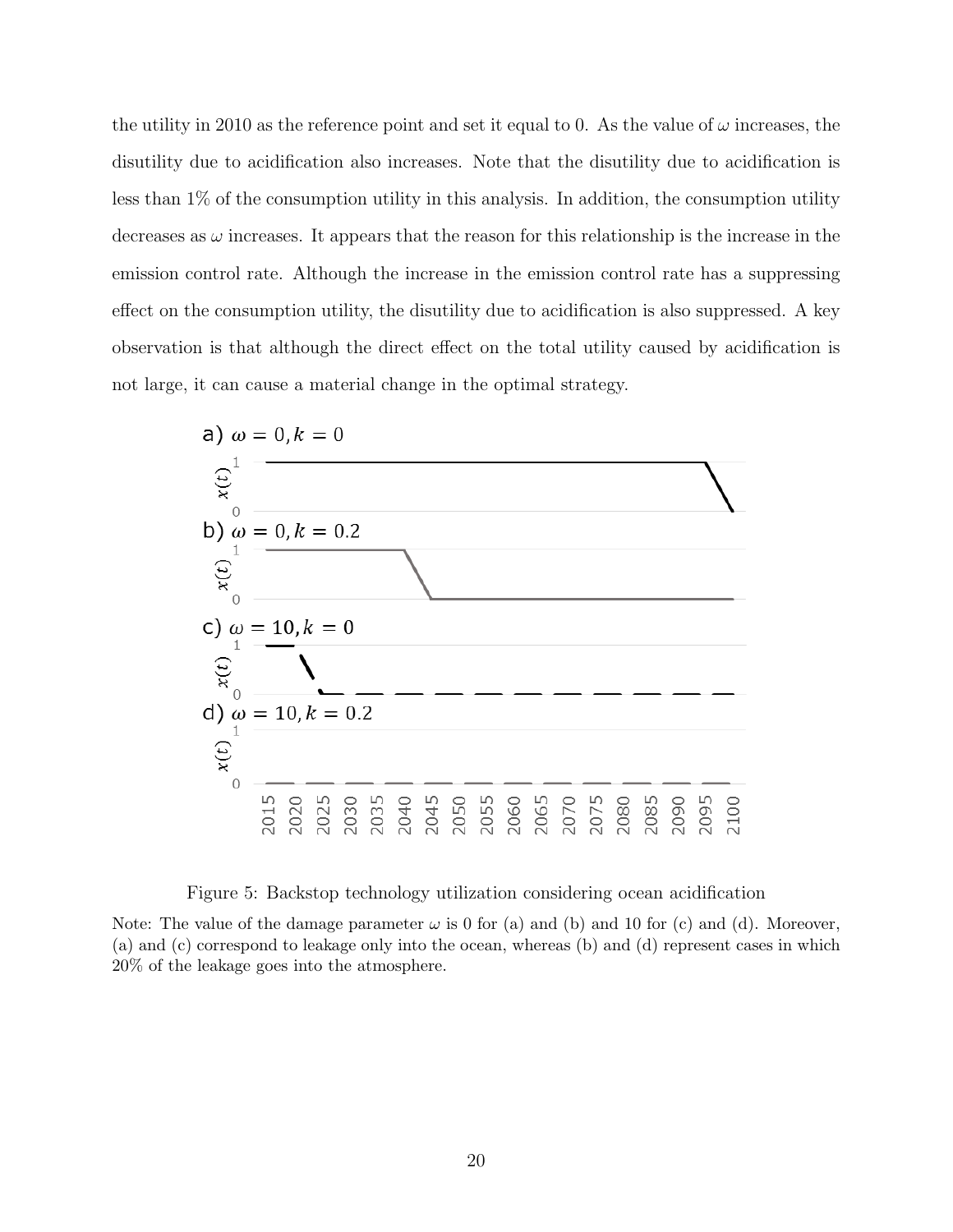the utility in 2010 as the reference point and set it equal to 0. As the value of $\omega$ increases, the disutility due to acidification also increases. Note that the disutility due to acidification is less than 1% of the consumption utility in this analysis. In addition, the consumption utility decreases as $\omega$ increases. It appears that the reason for this relationship is the increase in the emission control rate. Although the increase in the emission control rate has a suppressing effect on the consumption utility, the disutility due to acidification is also suppressed. A key observation is that although the direct effect on the total utility caused by acidification is not large, it can cause a material change in the optimal strategy.

Figure 5: Backstop technology utilization considering ocean acidification

Note: The value of the damage parameter $\omega$ is 0 for (a) and (b) and 10 for (c) and (d). Moreover, (a) and (c) correspond to leakage only into the ocean, whereas (b) and (d) represent cases in which 20% of the leakage goes into the atmosphere.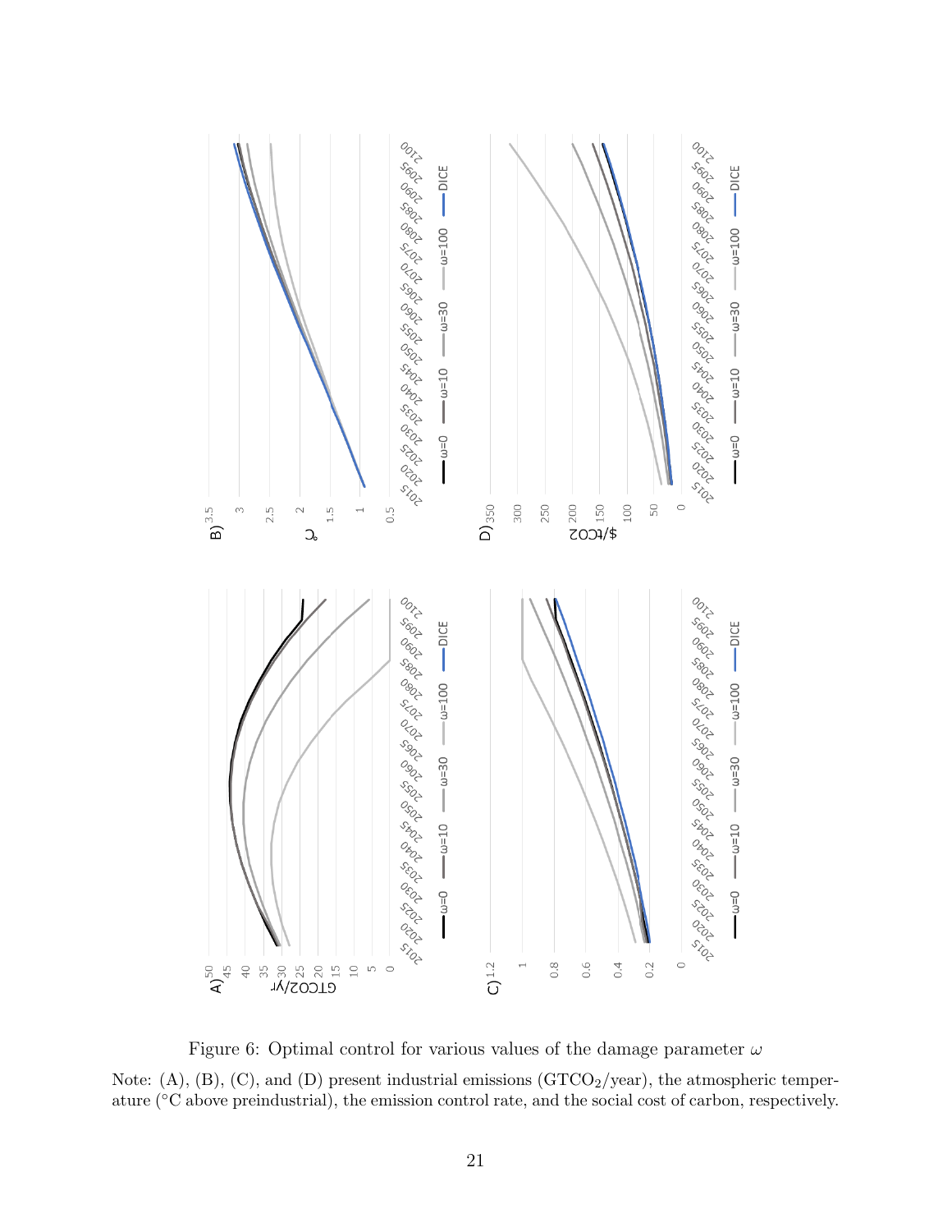Figure 6: Optimal control for various values of the damage parameter $\omega$

Note: (A), (B), (C), and (D) present industrial emissions ($GTCO_2$/year), the atmospheric temperature (°C above preindustrial), the emission control rate, and the social cost of carbon, respectively.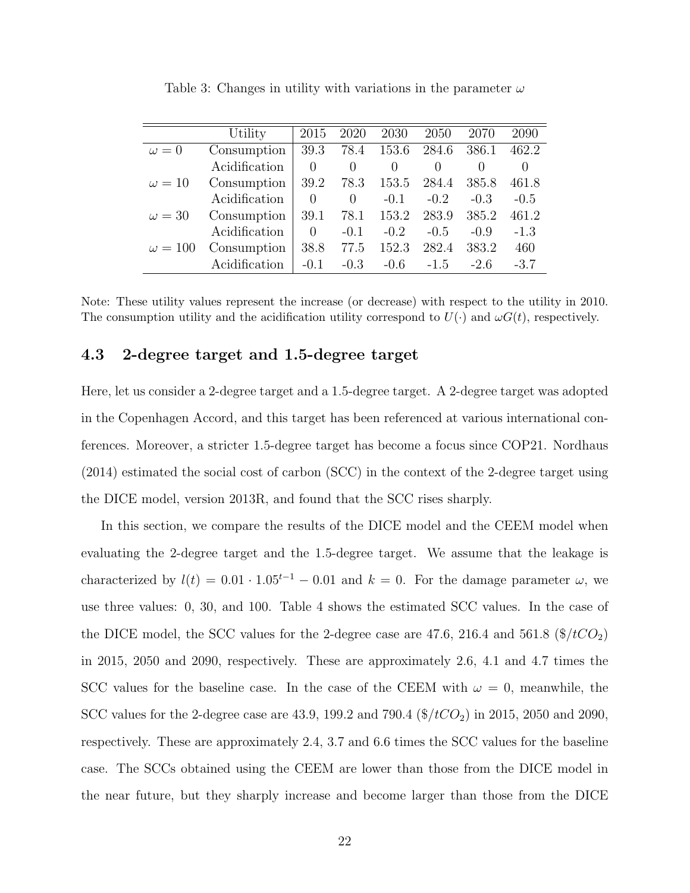Table 3: Changes in utility with variations in the parameter $\omega$

| | Utility | 2015 | 2020 | 2030 | 2050 | 2070 | 2090 |
|---|---|---|---|---|---|---|---|
| $\omega = 0$ | Consumption | 39.3 | 78.4 | 153.6 | 284.6 | 386.1 | 462.2 |
| | Acidification | 0 | 0 | 0 | 0 | 0 | 0 |
| $\omega = 10$ | Consumption | 39.2 | 78.3 | 153.5 | 284.4 | 385.8 | 461.8 |
| | Acidification | 0 | 0 | -0.1 | -0.2 | -0.3 | -0.5 |
| $\omega = 30$ | Consumption | 39.1 | 78.1 | 153.2 | 283.9 | 385.2 | 461.2 |
| | Acidification | 0 | -0.1 | -0.2 | -0.5 | -0.9 | -1.3 |
| $\omega = 100$ | Consumption | 38.8 | 77.5 | 152.3 | 282.4 | 383.2 | 460 |
| | Acidification | -0.1 | -0.3 | -0.6 | -1.5 | -2.6 | -3.7 |

Note: These utility values represent the increase (or decrease) with respect to the utility in 2010. The consumption utility and the acidification utility correspond to $U(\cdot)$ and $\omega G(t)$, respectively.

### 4.3 2-degree target and 1.5-degree target

Here, let us consider a 2-degree target and a 1.5-degree target. A 2-degree target was adopted in the Copenhagen Accord, and this target has been referenced at various international conferences. Moreover, a stricter 1.5-degree target has become a focus since COP21. Nordhaus (2014) estimated the social cost of carbon (SCC) in the context of the 2-degree target using the DICE model, version 2013R, and found that the SCC rises sharply.

In this section, we compare the results of the DICE model and the CEEM model when evaluating the 2-degree target and the 1.5-degree target. We assume that the leakage is characterized by $l(t) = 0.01 \cdot 1.05^{t-1} - 0.01$ and $k = 0$. For the damage parameter $\omega$, we use three values: 0, 30, and 100. Table 4 shows the estimated SCC values. In the case of the DICE model, the SCC values for the 2-degree case are 47.6, 216.4 and 561.8 ($\$/tCO_2$) in 2015, 2050 and 2090, respectively. These are approximately 2.6, 4.1 and 4.7 times the SCC values for the baseline case. In the case of the CEEM with $\omega = 0$, meanwhile, the SCC values for the 2-degree case are 43.9, 199.2 and 790.4 ($\$/tCO_2$) in 2015, 2050 and 2090, respectively. These are approximately 2.4, 3.7 and 6.6 times the SCC values for the baseline case. The SCCs obtained using the CEEM are lower than those from the DICE model in the near future, but they sharply increase and become larger than those from the DICE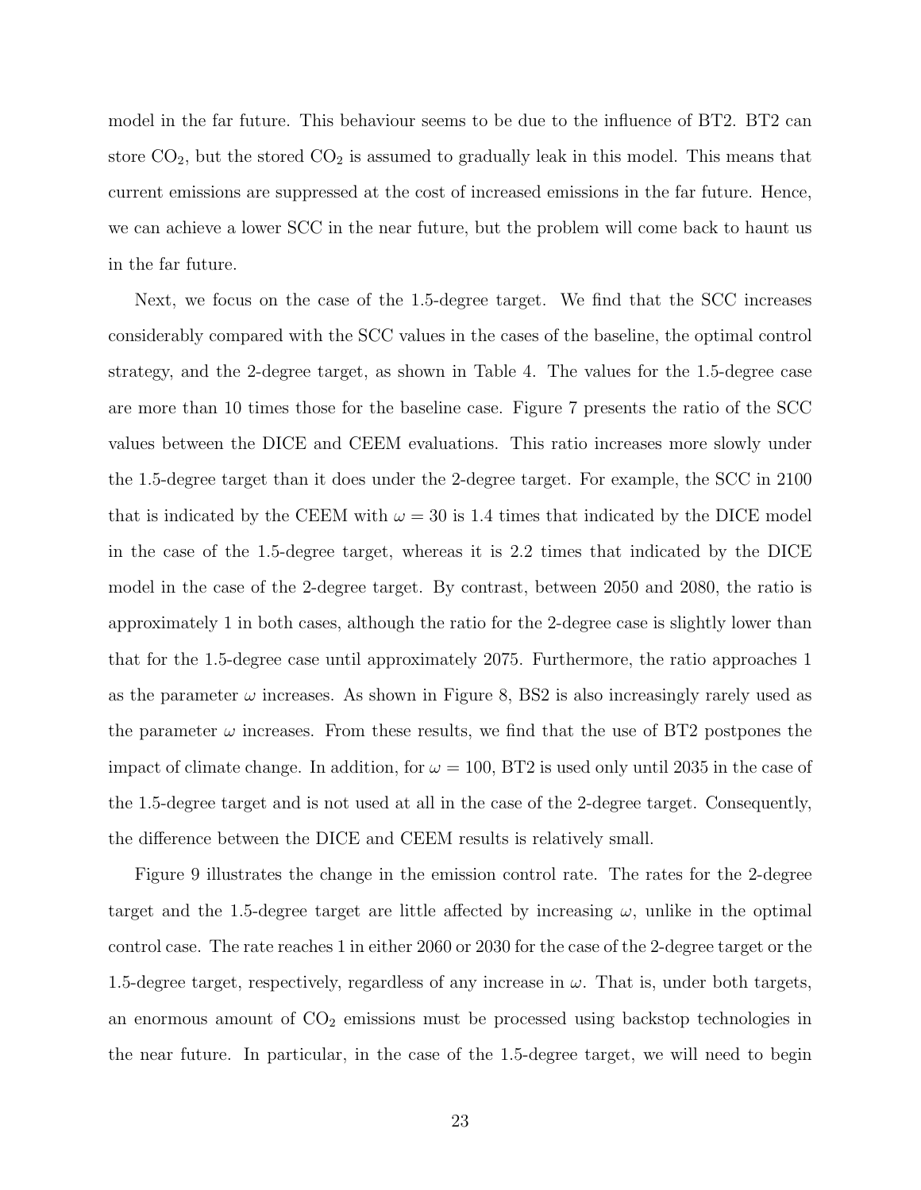model in the far future. This behaviour seems to be due to the influence of BT2. BT2 can store $CO_2$, but the stored $CO_2$ is assumed to gradually leak in this model. This means that current emissions are suppressed at the cost of increased emissions in the far future. Hence, we can achieve a lower SCC in the near future, but the problem will come back to haunt us in the far future.

Next, we focus on the case of the 1.5-degree target. We find that the SCC increases considerably compared with the SCC values in the cases of the baseline, the optimal control strategy, and the 2-degree target, as shown in Table 4. The values for the 1.5-degree case are more than 10 times those for the baseline case. Figure 7 presents the ratio of the SCC values between the DICE and CEEM evaluations. This ratio increases more slowly under the 1.5-degree target than it does under the 2-degree target. For example, the SCC in 2100 that is indicated by the CEEM with $\omega = 30$ is 1.4 times that indicated by the DICE model in the case of the 1.5-degree target, whereas it is 2.2 times that indicated by the DICE model in the case of the 2-degree target. By contrast, between 2050 and 2080, the ratio is approximately 1 in both cases, although the ratio for the 2-degree case is slightly lower than that for the 1.5-degree case until approximately 2075. Furthermore, the ratio approaches 1 as the parameter $\omega$ increases. As shown in Figure 8, BS2 is also increasingly rarely used as the parameter $\omega$ increases. From these results, we find that the use of BT2 postpones the impact of climate change. In addition, for $\omega = 100$, BT2 is used only until 2035 in the case of the 1.5-degree target and is not used at all in the case of the 2-degree target. Consequently, the difference between the DICE and CEEM results is relatively small.

Figure 9 illustrates the change in the emission control rate. The rates for the 2-degree target and the 1.5-degree target are little affected by increasing $\omega$, unlike in the optimal control case. The rate reaches 1 in either 2060 or 2030 for the case of the 2-degree target or the 1.5-degree target, respectively, regardless of any increase in $\omega$. That is, under both targets, an enormous amount of $CO_2$ emissions must be processed using backstop technologies in the near future. In particular, in the case of the 1.5-degree target, we will need to begin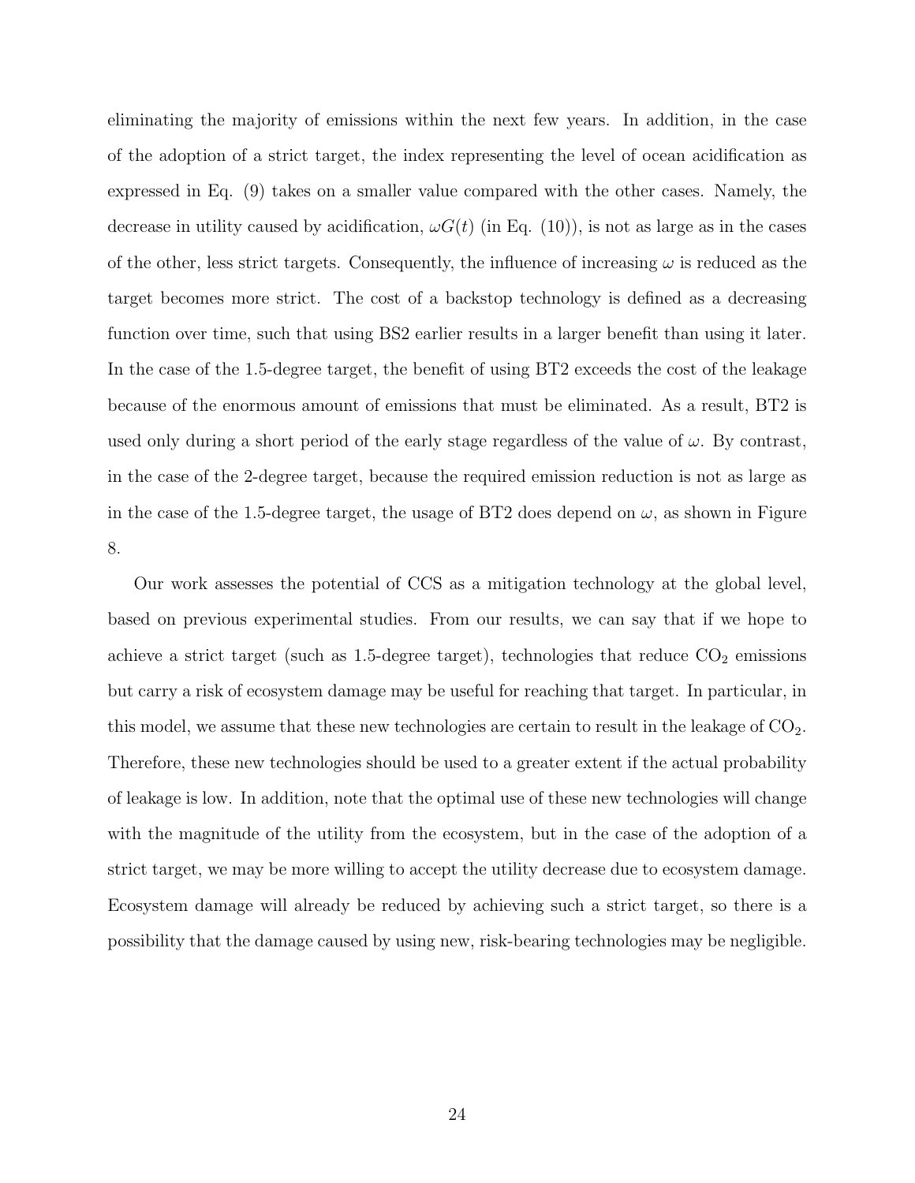eliminating the majority of emissions within the next few years. In addition, in the case of the adoption of a strict target, the index representing the level of ocean acidification as expressed in Eq. (9) takes on a smaller value compared with the other cases. Namely, the decrease in utility caused by acidification, $\omega G(t)$ (in Eq. (10)), is not as large as in the cases of the other, less strict targets. Consequently, the influence of increasing $\omega$ is reduced as the target becomes more strict. The cost of a backstop technology is defined as a decreasing function over time, such that using BS2 earlier results in a larger benefit than using it later. In the case of the 1.5-degree target, the benefit of using BT2 exceeds the cost of the leakage because of the enormous amount of emissions that must be eliminated. As a result, BT2 is used only during a short period of the early stage regardless of the value of $\omega$. By contrast, in the case of the 2-degree target, because the required emission reduction is not as large as in the case of the 1.5-degree target, the usage of BT2 does depend on $\omega$, as shown in Figure 8.

Our work assesses the potential of CCS as a mitigation technology at the global level, based on previous experimental studies. From our results, we can say that if we hope to achieve a strict target (such as 1.5-degree target), technologies that reduce $CO_2$ emissions but carry a risk of ecosystem damage may be useful for reaching that target. In particular, in this model, we assume that these new technologies are certain to result in the leakage of $CO_2$. Therefore, these new technologies should be used to a greater extent if the actual probability of leakage is low. In addition, note that the optimal use of these new technologies will change with the magnitude of the utility from the ecosystem, but in the case of the adoption of a strict target, we may be more willing to accept the utility decrease due to ecosystem damage. Ecosystem damage will already be reduced by achieving such a strict target, so there is a possibility that the damage caused by using new, risk-bearing technologies may be negligible.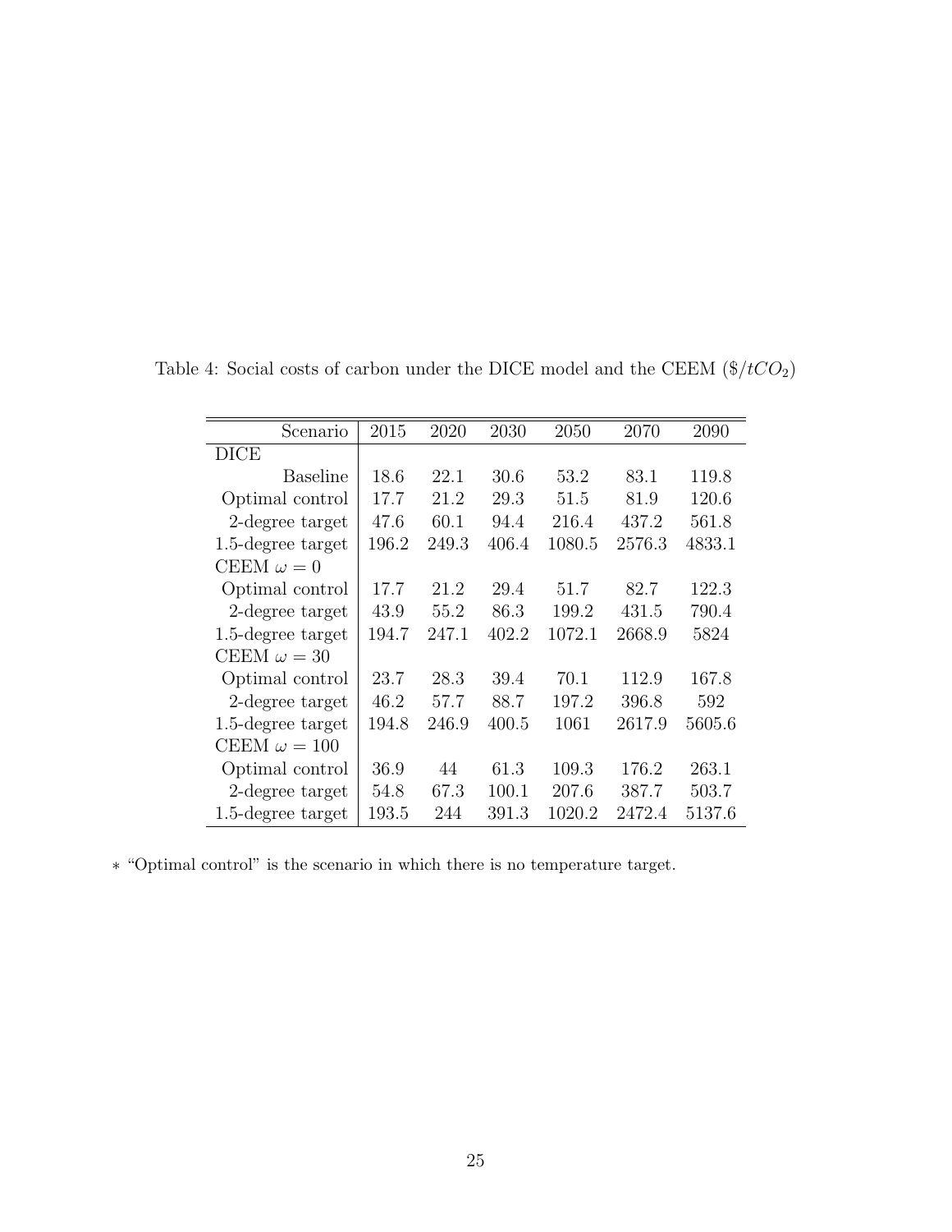Table 4: Social costs of carbon under the DICE model and the CEEM ($\$/tCO_2$)

| Scenario | 2015 | 2020 | 2030 | 2050 | 2070 | 2090 |
|---|---|---|---|---|---|---|
| DICE | | | | | | |
| Baseline | 18.6 | 22.1 | 30.6 | 53.2 | 83.1 | 119.8 |
| Optimal control | 17.7 | 21.2 | 29.3 | 51.5 | 81.9 | 120.6 |
| 2-degree target | 47.6 | 60.1 | 94.4 | 216.4 | 437.2 | 561.8 |
| 1.5-degree target | 196.2 | 249.3 | 406.4 | 1080.5 | 2576.3 | 4833.1 |
| CEEM $\omega = 0$ | | | | | | |
| Optimal control | 17.7 | 21.2 | 29.4 | 51.7 | 82.7 | 122.3 |
| 2-degree target | 43.9 | 55.2 | 86.3 | 199.2 | 431.5 | 790.4 |
| 1.5-degree target | 194.7 | 247.1 | 402.2 | 1072.1 | 2668.9 | 5824 |
| CEEM $\omega = 30$ | | | | | | |
| Optimal control | 23.7 | 28.3 | 39.4 | 70.1 | 112.9 | 167.8 |
| 2-degree target | 46.2 | 57.7 | 88.7 | 197.2 | 396.8 | 592 |
| 1.5-degree target | 194.8 | 246.9 | 400.5 | 1061 | 2617.9 | 5605.6 |
| CEEM $\omega = 100$ | | | | | | |
| Optimal control | 36.9 | 44 | 61.3 | 109.3 | 176.2 | 263.1 |
| 2-degree target | 54.8 | 67.3 | 100.1 | 207.6 | 387.7 | 503.7 |
| 1.5-degree target | 193.5 | 244 | 391.3 | 1020.2 | 2472.4 | 5137.6 |

∗ "Optimal control" is the scenario in which there is no temperature target.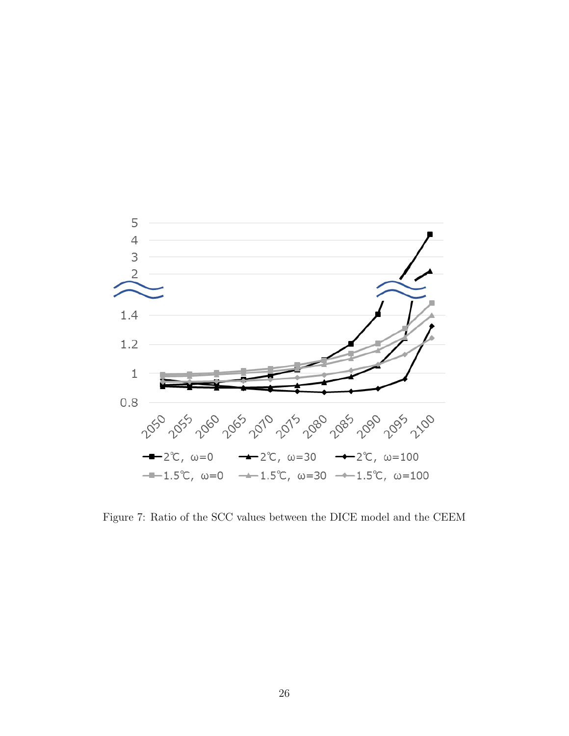Figure 7: Ratio of the SCC values between the DICE model and the CEEM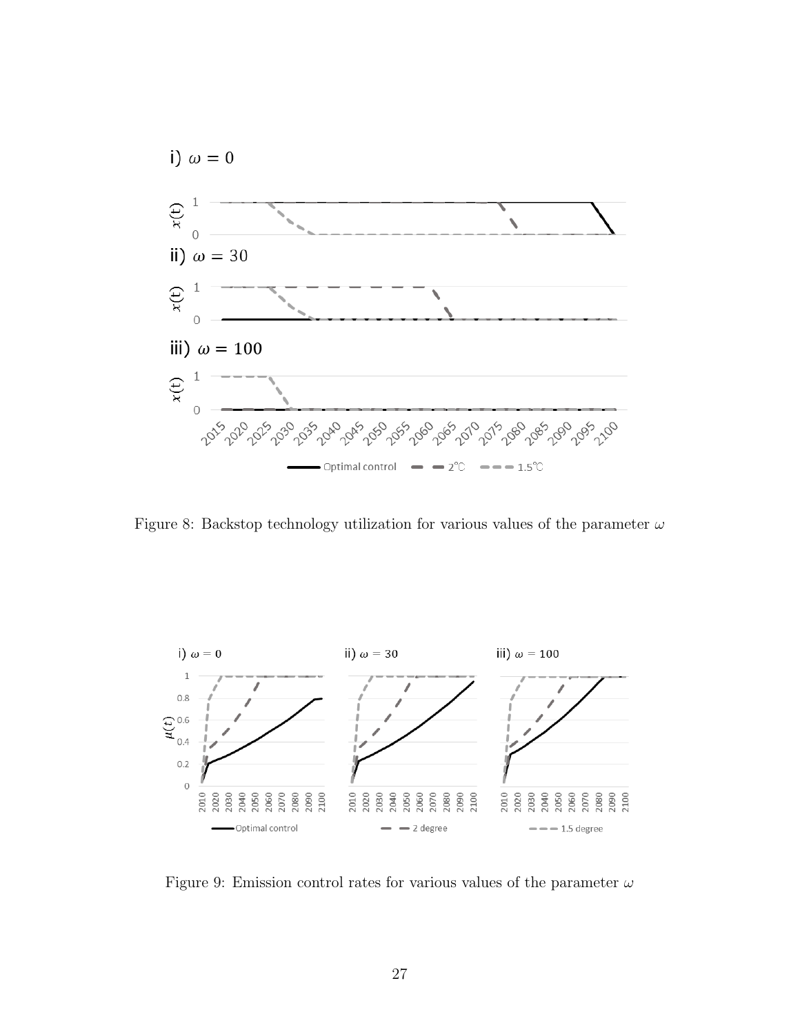Figure 8: Backstop technology utilization for various values of the parameter $\omega$

Figure 9: Emission control rates for various values of the parameter $\omega$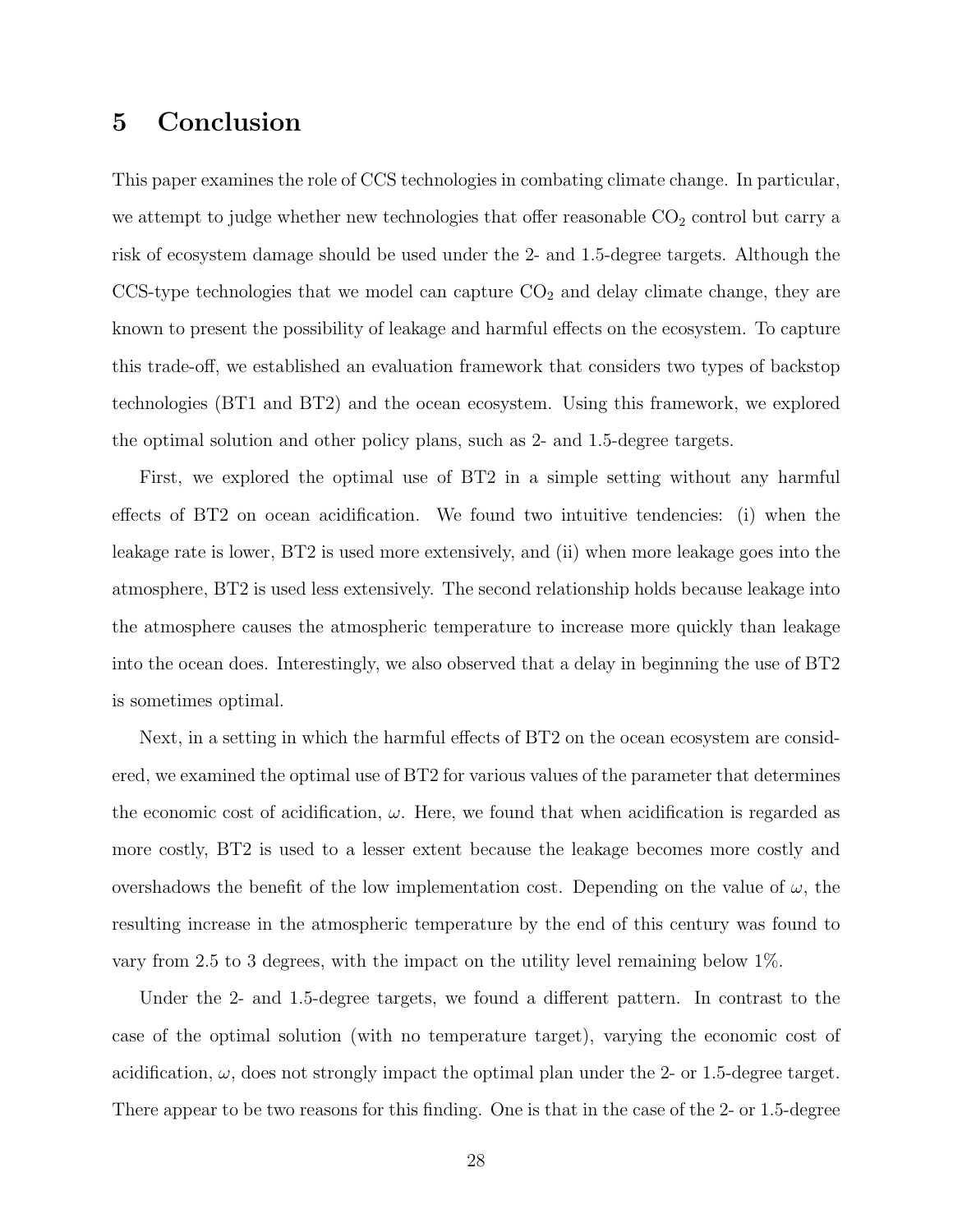# 5 Conclusion

This paper examines the role of CCS technologies in combating climate change. In particular, we attempt to judge whether new technologies that offer reasonable $CO_2$ control but carry a risk of ecosystem damage should be used under the 2- and 1.5-degree targets. Although the CCS-type technologies that we model can capture $CO_2$ and delay climate change, they are known to present the possibility of leakage and harmful effects on the ecosystem. To capture this trade-off, we established an evaluation framework that considers two types of backstop technologies (BT1 and BT2) and the ocean ecosystem. Using this framework, we explored the optimal solution and other policy plans, such as 2- and 1.5-degree targets.

First, we explored the optimal use of BT2 in a simple setting without any harmful effects of BT2 on ocean acidification. We found two intuitive tendencies: (i) when the leakage rate is lower, BT2 is used more extensively, and (ii) when more leakage goes into the atmosphere, BT2 is used less extensively. The second relationship holds because leakage into the atmosphere causes the atmospheric temperature to increase more quickly than leakage into the ocean does. Interestingly, we also observed that a delay in beginning the use of BT2 is sometimes optimal.

Next, in a setting in which the harmful effects of BT2 on the ocean ecosystem are considered, we examined the optimal use of BT2 for various values of the parameter that determines the economic cost of acidification, $\omega$. Here, we found that when acidification is regarded as more costly, BT2 is used to a lesser extent because the leakage becomes more costly and overshadows the benefit of the low implementation cost. Depending on the value of $\omega$, the resulting increase in the atmospheric temperature by the end of this century was found to vary from 2.5 to 3 degrees, with the impact on the utility level remaining below 1%.

Under the 2- and 1.5-degree targets, we found a different pattern. In contrast to the case of the optimal solution (with no temperature target), varying the economic cost of acidification, $\omega$, does not strongly impact the optimal plan under the 2- or 1.5-degree target. There appear to be two reasons for this finding. One is that in the case of the 2- or 1.5-degree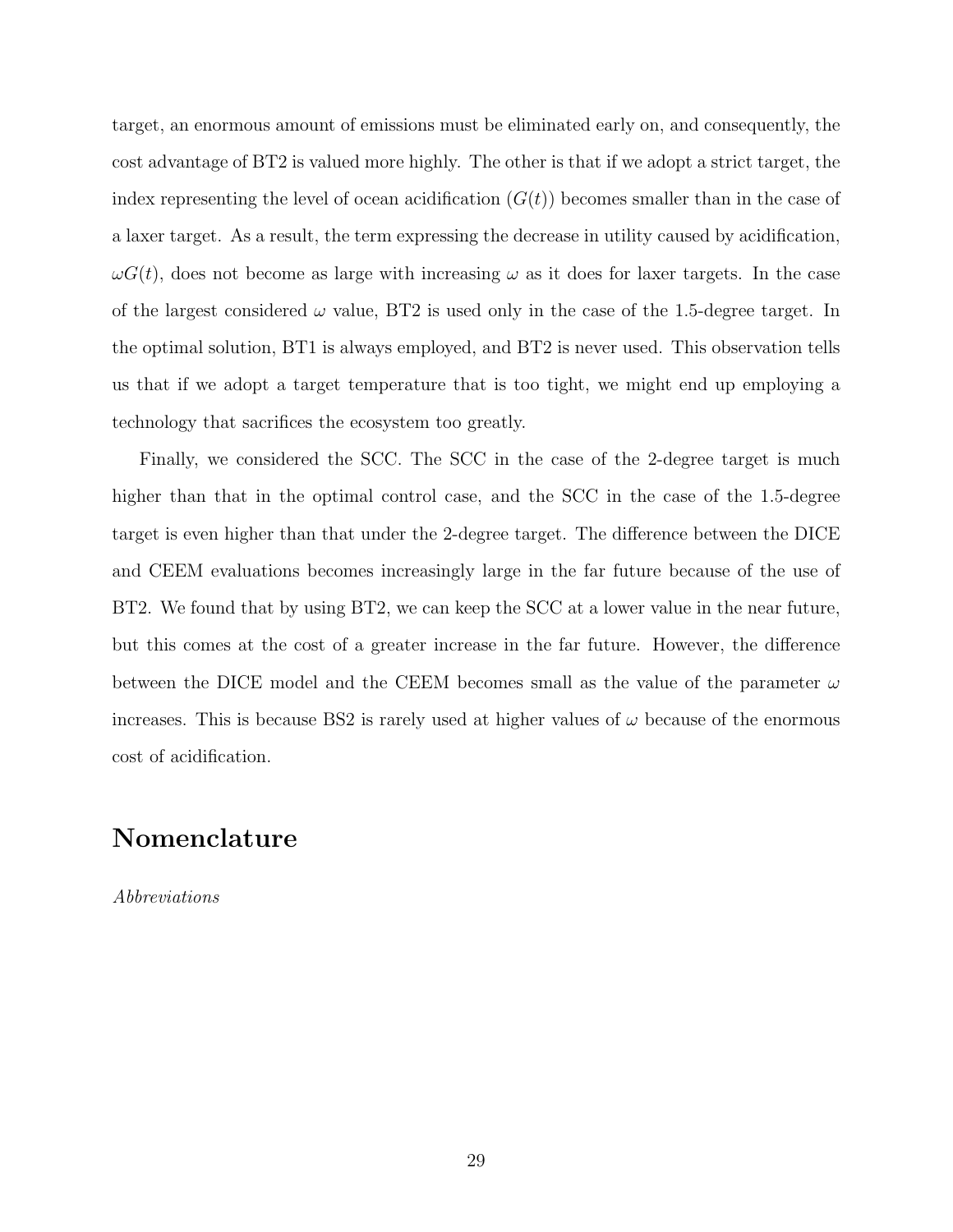target, an enormous amount of emissions must be eliminated early on, and consequently, the cost advantage of BT2 is valued more highly. The other is that if we adopt a strict target, the index representing the level of ocean acidification ($G(t)$) becomes smaller than in the case of a laxer target. As a result, the term expressing the decrease in utility caused by acidification, $\omega G(t)$, does not become as large with increasing $\omega$ as it does for laxer targets. In the case of the largest considered $\omega$ value, BT2 is used only in the case of the 1.5-degree target. In the optimal solution, BT1 is always employed, and BT2 is never used. This observation tells us that if we adopt a target temperature that is too tight, we might end up employing a technology that sacrifices the ecosystem too greatly.

Finally, we considered the SCC. The SCC in the case of the 2-degree target is much higher than that in the optimal control case, and the SCC in the case of the 1.5-degree target is even higher than that under the 2-degree target. The difference between the DICE and CEEM evaluations becomes increasingly large in the far future because of the use of BT2. We found that by using BT2, we can keep the SCC at a lower value in the near future, but this comes at the cost of a greater increase in the far future. However, the difference between the DICE model and the CEEM becomes small as the value of the parameter $\omega$ increases. This is because BS2 is rarely used at higher values of $\omega$ because of the enormous cost of acidification.

## Nomenclature

*Abbreviations*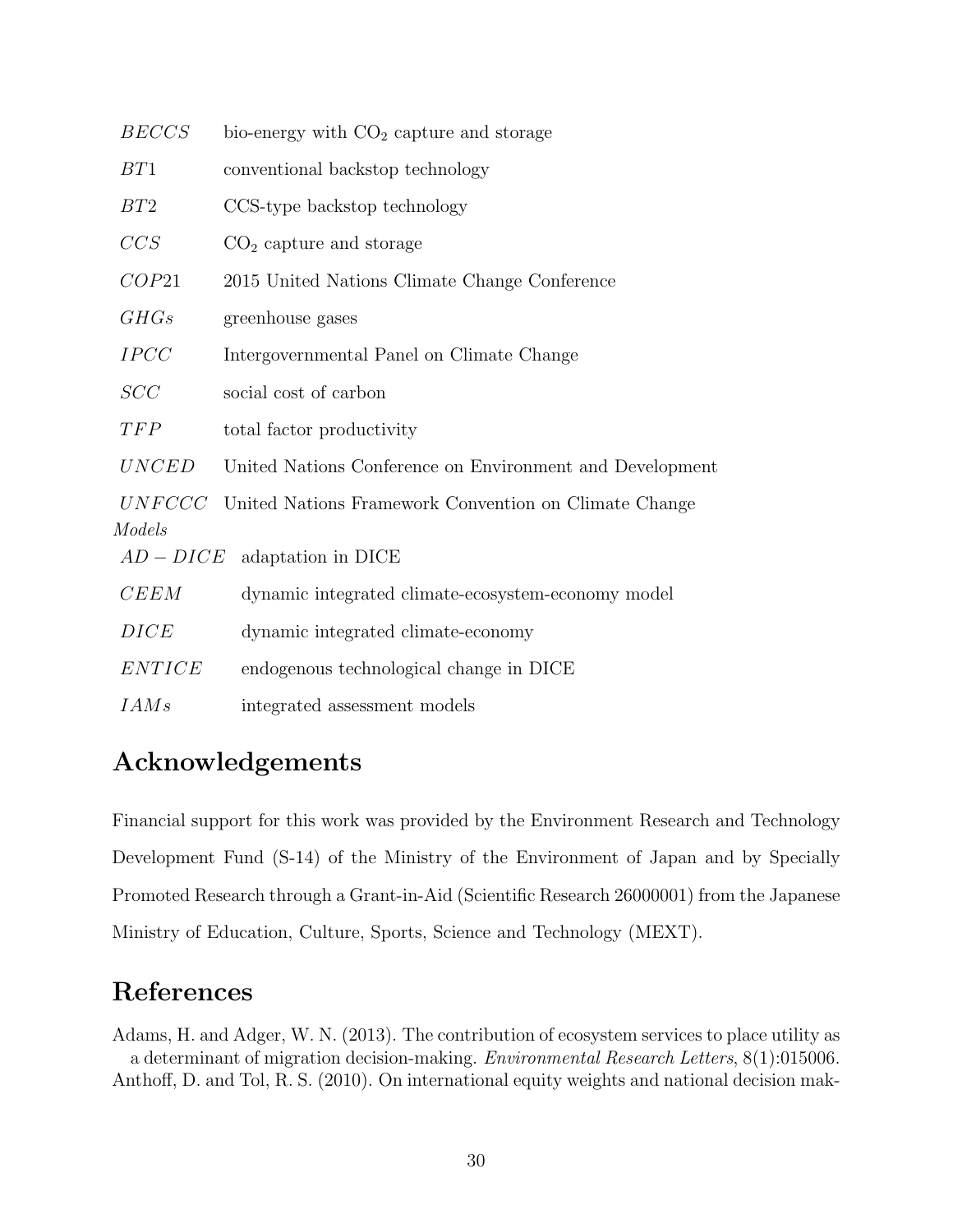| | |
|---|---|
| $BECCS$ | bio-energy with $CO_2$ capture and storage |
| $BT1$ | conventional backstop technology |
| $BT2$ | CCS-type backstop technology |
| $CCS$ | $CO_2$ capture and storage |
| $COP21$ | 2015 United Nations Climate Change Conference |
| $GHGs$ | greenhouse gases |
| $IPCC$ | Intergovernmental Panel on Climate Change |
| $SCC$ | social cost of carbon |
| $TFP$ | total factor productivity |
| $UNCED$ | United Nations Conference on Environment and Development |
| $UNFCCC$ | United Nations Framework Convention on Climate Change |

*Models*

| | |
|---|---|
| $AD-DICE$ | adaptation in DICE |
| $CEEM$ | dynamic integrated climate-ecosystem-economy model |
| $DICE$ | dynamic integrated climate-economy |
| $ENTICE$ | endogenous technological change in DICE |
| $IAMs$ | integrated assessment models |

## Acknowledgements

Financial support for this work was provided by the Environment Research and Technology Development Fund (S-14) of the Ministry of the Environment of Japan and by Specially Promoted Research through a Grant-in-Aid (Scientific Research 26000001) from the Japanese Ministry of Education, Culture, Sports, Science and Technology (MEXT).

## References

Adams, H. and Adger, W. N. (2013). The contribution of ecosystem services to place utility as a determinant of migration decision-making. *Environmental Research Letters*, 8(1):015006.

Anthoff, D. and Tol, R. S. (2010). On international equity weights and national decision mak-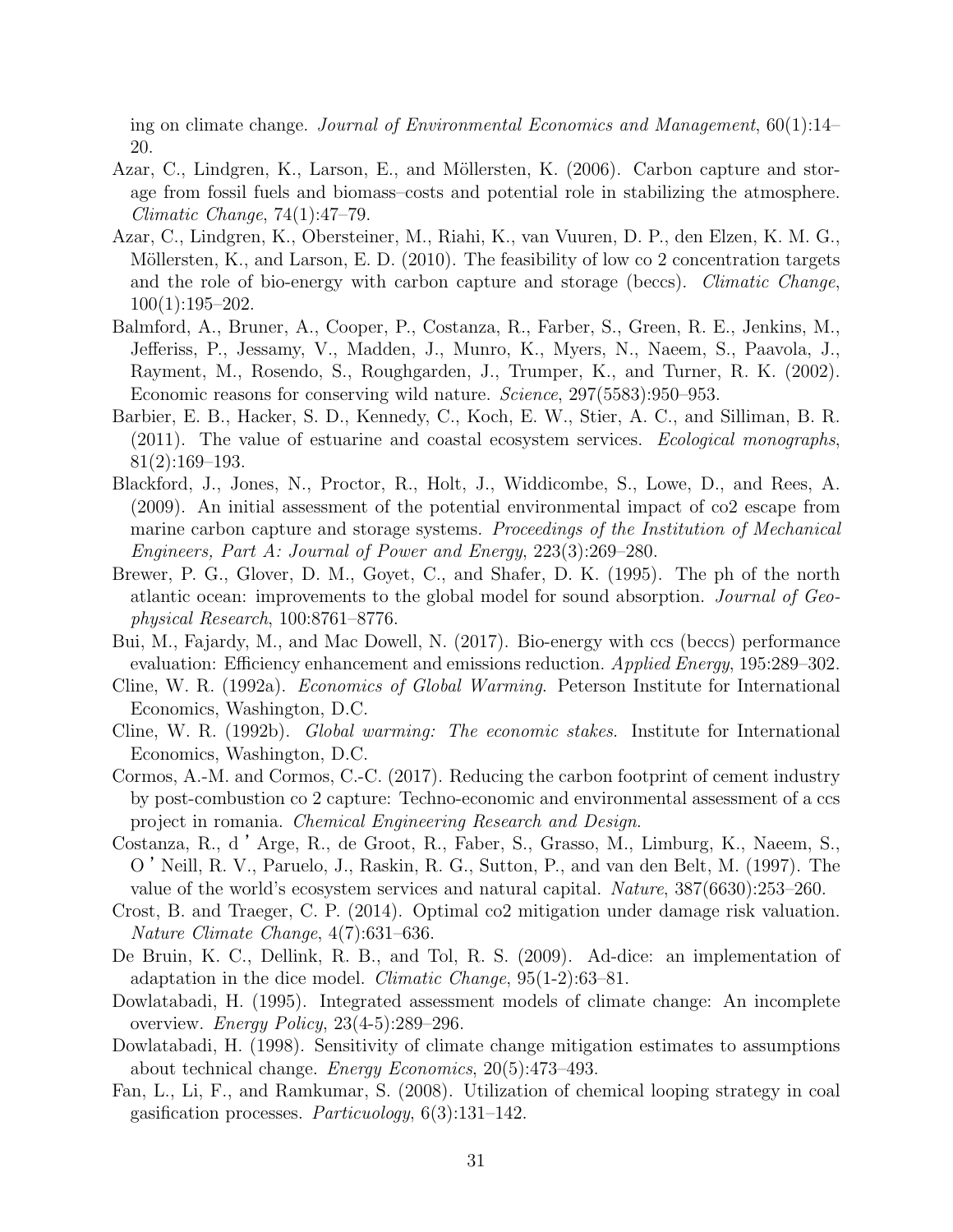ing on climate change. *Journal of Environmental Economics and Management*, 60(1):14–20.

Azar, C., Lindgren, K., Larson, E., and Möllersten, K. (2006). Carbon capture and storage from fossil fuels and biomass–costs and potential role in stabilizing the atmosphere. *Climatic Change*, 74(1):47–79.

Azar, C., Lindgren, K., Obersteiner, M., Riahi, K., van Vuuren, D. P., den Elzen, K. M. G., Möllersten, K., and Larson, E. D. (2010). The feasibility of low co 2 concentration targets and the role of bio-energy with carbon capture and storage (beccs). *Climatic Change*, 100(1):195–202.

Balmford, A., Bruner, A., Cooper, P., Costanza, R., Farber, S., Green, R. E., Jenkins, M., Jefferiss, P., Jessamy, V., Madden, J., Munro, K., Myers, N., Naeem, S., Paavola, J., Rayment, M., Rosendo, S., Roughgarden, J., Trumper, K., and Turner, R. K. (2002). Economic reasons for conserving wild nature. *Science*, 297(5583):950–953.

Barbier, E. B., Hacker, S. D., Kennedy, C., Koch, E. W., Stier, A. C., and Silliman, B. R. (2011). The value of estuarine and coastal ecosystem services. *Ecological monographs*, 81(2):169–193.

Blackford, J., Jones, N., Proctor, R., Holt, J., Widdicombe, S., Lowe, D., and Rees, A. (2009). An initial assessment of the potential environmental impact of co2 escape from marine carbon capture and storage systems. *Proceedings of the Institution of Mechanical Engineers, Part A: Journal of Power and Energy*, 223(3):269–280.

Brewer, P. G., Glover, D. M., Goyet, C., and Shafer, D. K. (1995). The ph of the north atlantic ocean: improvements to the global model for sound absorption. *Journal of Geophysical Research*, 100:8761–8776.

Bui, M., Fajardy, M., and Mac Dowell, N. (2017). Bio-energy with ccs (beccs) performance evaluation: Efficiency enhancement and emissions reduction. *Applied Energy*, 195:289–302.

Cline, W. R. (1992a). *Economics of Global Warming*. Peterson Institute for International Economics, Washington, D.C.

Cline, W. R. (1992b). *Global warming: The economic stakes*. Institute for International Economics, Washington, D.C.

Cormos, A.-M. and Cormos, C.-C. (2017). Reducing the carbon footprint of cement industry by post-combustion co 2 capture: Techno-economic and environmental assessment of a ccs project in romania. *Chemical Engineering Research and Design*.

Costanza, R., d'Arge, R., de Groot, R., Faber, S., Grasso, M., Limburg, K., Naeem, S., O'Neill, R. V., Paruelo, J., Raskin, R. G., Sutton, P., and van den Belt, M. (1997). The value of the world's ecosystem services and natural capital. *Nature*, 387(6630):253–260.

Crost, B. and Traeger, C. P. (2014). Optimal co2 mitigation under damage risk valuation. *Nature Climate Change*, 4(7):631–636.

De Bruin, K. C., Dellink, R. B., and Tol, R. S. (2009). Ad-dice: an implementation of adaptation in the dice model. *Climatic Change*, 95(1-2):63–81.

Dowlatabadi, H. (1995). Integrated assessment models of climate change: An incomplete overview. *Energy Policy*, 23(4-5):289–296.

Dowlatabadi, H. (1998). Sensitivity of climate change mitigation estimates to assumptions about technical change. *Energy Economics*, 20(5):473–493.

Fan, L., Li, F., and Ramkumar, S. (2008). Utilization of chemical looping strategy in coal gasification processes. *Particuology*, 6(3):131–142.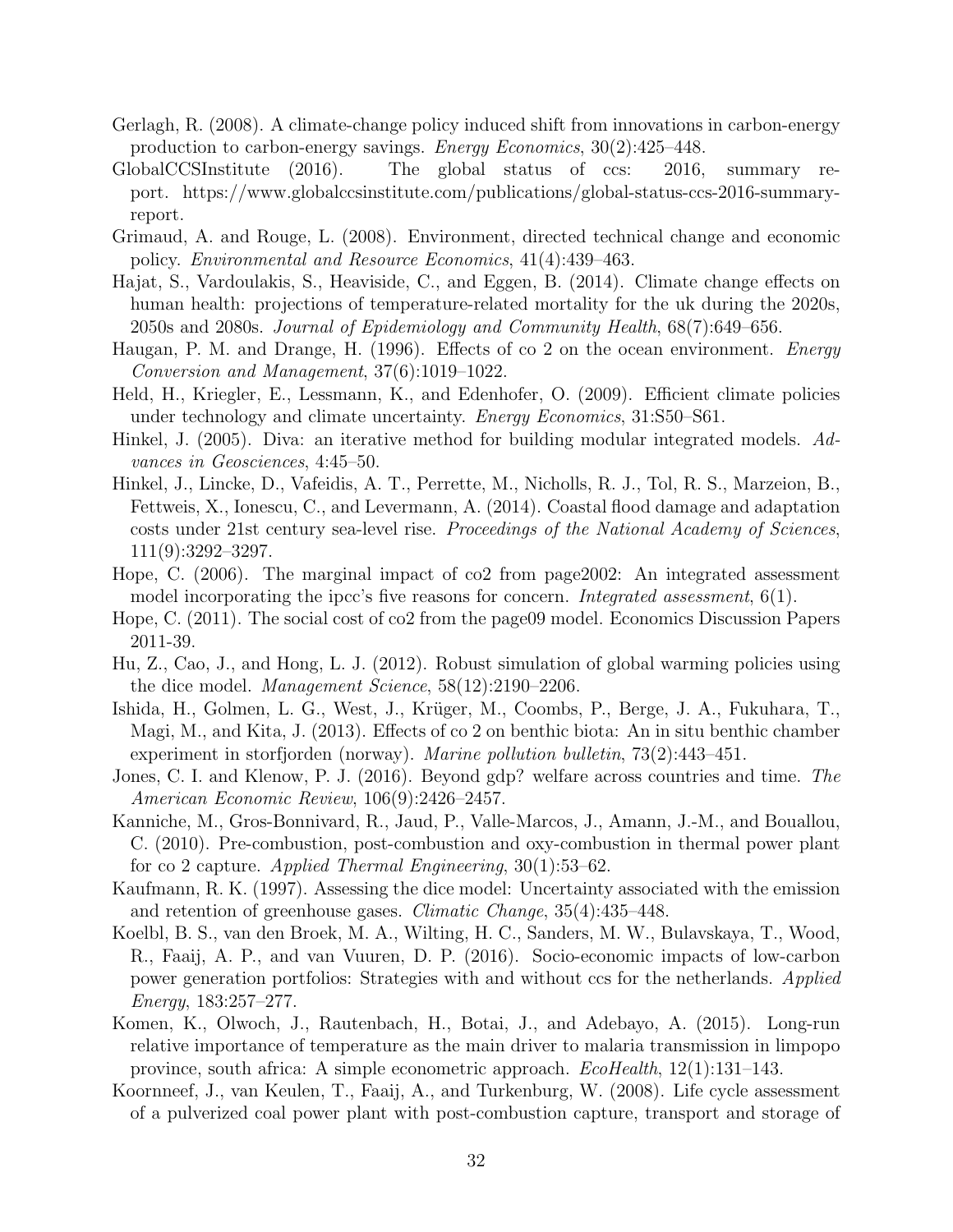Gerlagh, R. (2008). A climate-change policy induced shift from innovations in carbon-energy production to carbon-energy savings. *Energy Economics*, 30(2):425–448.

GlobalCCSInstitute (2016). The global status of ccs: 2016, summary report. https://www.globalccsinstitute.com/publications/global-status-ccs-2016-summary-report.

Grimaud, A. and Rouge, L. (2008). Environment, directed technical change and economic policy. *Environmental and Resource Economics*, 41(4):439–463.

Hajat, S., Vardoulakis, S., Heaviside, C., and Eggen, B. (2014). Climate change effects on human health: projections of temperature-related mortality for the uk during the 2020s, 2050s and 2080s. *Journal of Epidemiology and Community Health*, 68(7):649–656.

Haugan, P. M. and Drange, H. (1996). Effects of co 2 on the ocean environment. *Energy Conversion and Management*, 37(6):1019–1022.

Held, H., Kriegler, E., Lessmann, K., and Edenhofer, O. (2009). Efficient climate policies under technology and climate uncertainty. *Energy Economics*, 31:S50–S61.

Hinkel, J. (2005). Diva: an iterative method for building modular integrated models. *Advances in Geosciences*, 4:45–50.

Hinkel, J., Lincke, D., Vafeidis, A. T., Perrette, M., Nicholls, R. J., Tol, R. S., Marzeion, B., Fettweis, X., Ionescu, C., and Levermann, A. (2014). Coastal flood damage and adaptation costs under 21st century sea-level rise. *Proceedings of the National Academy of Sciences*, 111(9):3292–3297.

Hope, C. (2006). The marginal impact of co2 from page2002: An integrated assessment model incorporating the ipcc's five reasons for concern. *Integrated assessment*, 6(1).

Hope, C. (2011). The social cost of co2 from the page09 model. Economics Discussion Papers 2011-39.

Hu, Z., Cao, J., and Hong, L. J. (2012). Robust simulation of global warming policies using the dice model. *Management Science*, 58(12):2190–2206.

Ishida, H., Golmen, L. G., West, J., Krüger, M., Coombs, P., Berge, J. A., Fukuhara, T., Magi, M., and Kita, J. (2013). Effects of co 2 on benthic biota: An in situ benthic chamber experiment in storfjorden (norway). *Marine pollution bulletin*, 73(2):443–451.

Jones, C. I. and Klenow, P. J. (2016). Beyond gdp? welfare across countries and time. *The American Economic Review*, 106(9):2426–2457.

Kanniche, M., Gros-Bonnivard, R., Jaud, P., Valle-Marcos, J., Amann, J.-M., and Bouallou, C. (2010). Pre-combustion, post-combustion and oxy-combustion in thermal power plant for co 2 capture. *Applied Thermal Engineering*, 30(1):53–62.

Kaufmann, R. K. (1997). Assessing the dice model: Uncertainty associated with the emission and retention of greenhouse gases. *Climatic Change*, 35(4):435–448.

Koelbl, B. S., van den Broek, M. A., Wilting, H. C., Sanders, M. W., Bulavskaya, T., Wood, R., Faaij, A. P., and van Vuuren, D. P. (2016). Socio-economic impacts of low-carbon power generation portfolios: Strategies with and without ccs for the netherlands. *Applied Energy*, 183:257–277.

Komen, K., Olwoch, J., Rautenbach, H., Botai, J., and Adebayo, A. (2015). Long-run relative importance of temperature as the main driver to malaria transmission in limpopo province, south africa: A simple econometric approach. *EcoHealth*, 12(1):131–143.

Koornneef, J., van Keulen, T., Faaij, A., and Turkenburg, W. (2008). Life cycle assessment of a pulverized coal power plant with post-combustion capture, transport and storage of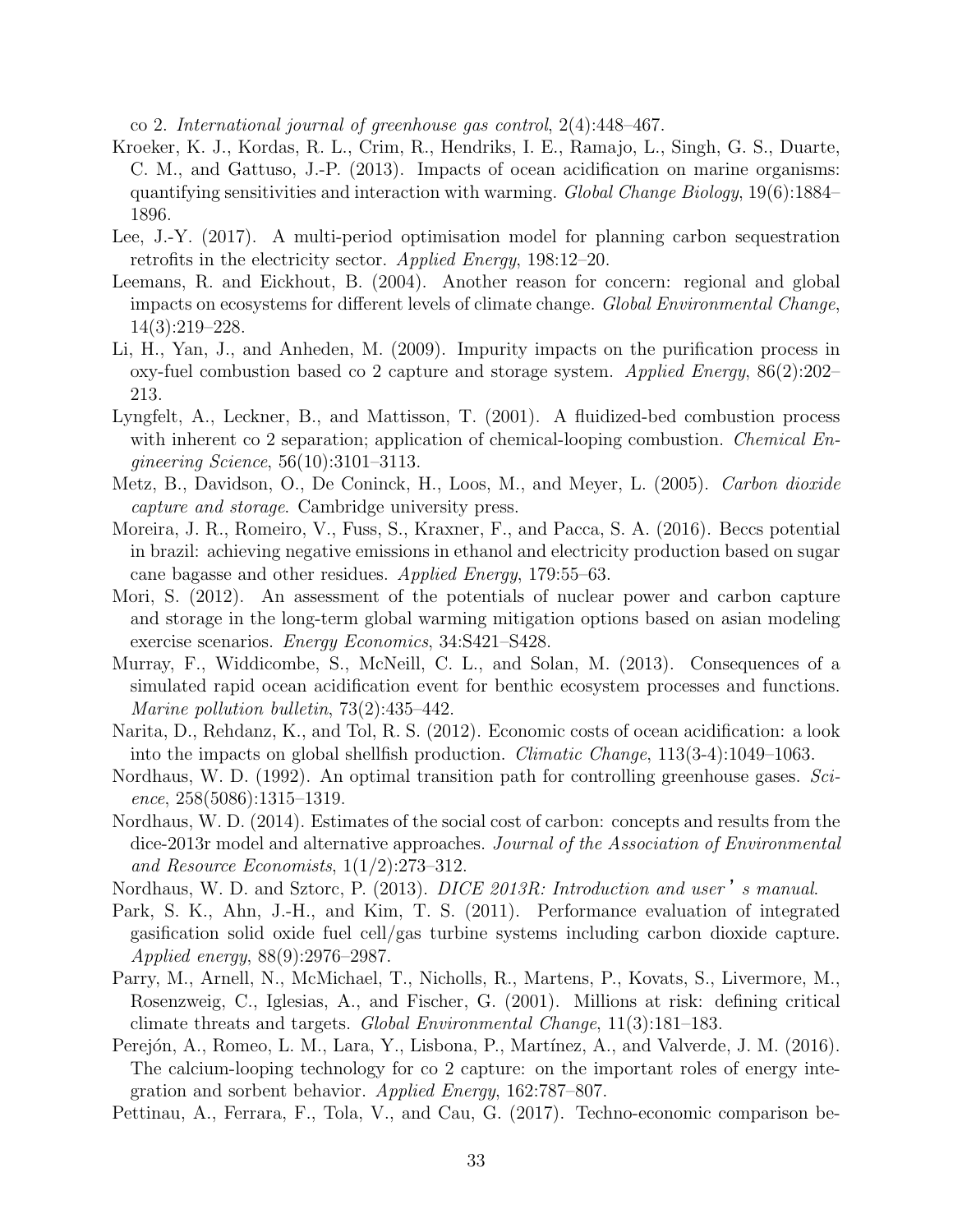co 2. *International journal of greenhouse gas control*, 2(4):448–467.

Kroeker, K. J., Kordas, R. L., Crim, R., Hendriks, I. E., Ramajo, L., Singh, G. S., Duarte, C. M., and Gattuso, J.-P. (2013). Impacts of ocean acidification on marine organisms: quantifying sensitivities and interaction with warming. *Global Change Biology*, 19(6):1884–1896.

Lee, J.-Y. (2017). A multi-period optimisation model for planning carbon sequestration retrofits in the electricity sector. *Applied Energy*, 198:12–20.

Leemans, R. and Eickhout, B. (2004). Another reason for concern: regional and global impacts on ecosystems for different levels of climate change. *Global Environmental Change*, 14(3):219–228.

Li, H., Yan, J., and Anheden, M. (2009). Impurity impacts on the purification process in oxy-fuel combustion based co 2 capture and storage system. *Applied Energy*, 86(2):202–213.

Lyngfelt, A., Leckner, B., and Mattisson, T. (2001). A fluidized-bed combustion process with inherent co 2 separation; application of chemical-looping combustion. *Chemical Engineering Science*, 56(10):3101–3113.

Metz, B., Davidson, O., De Coninck, H., Loos, M., and Meyer, L. (2005). *Carbon dioxide capture and storage*. Cambridge university press.

Moreira, J. R., Romeiro, V., Fuss, S., Kraxner, F., and Pacca, S. A. (2016). Beccs potential in brazil: achieving negative emissions in ethanol and electricity production based on sugar cane bagasse and other residues. *Applied Energy*, 179:55–63.

Mori, S. (2012). An assessment of the potentials of nuclear power and carbon capture and storage in the long-term global warming mitigation options based on asian modeling exercise scenarios. *Energy Economics*, 34:S421–S428.

Murray, F., Widdicombe, S., McNeill, C. L., and Solan, M. (2013). Consequences of a simulated rapid ocean acidification event for benthic ecosystem processes and functions. *Marine pollution bulletin*, 73(2):435–442.

Narita, D., Rehdanz, K., and Tol, R. S. (2012). Economic costs of ocean acidification: a look into the impacts on global shellfish production. *Climatic Change*, 113(3-4):1049–1063.

Nordhaus, W. D. (1992). An optimal transition path for controlling greenhouse gases. *Science*, 258(5086):1315–1319.

Nordhaus, W. D. (2014). Estimates of the social cost of carbon: concepts and results from the dice-2013r model and alternative approaches. *Journal of the Association of Environmental and Resource Economists*, 1(1/2):273–312.

Nordhaus, W. D. and Sztorc, P. (2013). *DICE 2013R: Introduction and user's manual*.

Park, S. K., Ahn, J.-H., and Kim, T. S. (2011). Performance evaluation of integrated gasification solid oxide fuel cell/gas turbine systems including carbon dioxide capture. *Applied energy*, 88(9):2976–2987.

Parry, M., Arnell, N., McMichael, T., Nicholls, R., Martens, P., Kovats, S., Livermore, M., Rosenzweig, C., Iglesias, A., and Fischer, G. (2001). Millions at risk: defining critical climate threats and targets. *Global Environmental Change*, 11(3):181–183.

Perejón, A., Romeo, L. M., Lara, Y., Lisbona, P., Martínez, A., and Valverde, J. M. (2016). The calcium-looping technology for co 2 capture: on the important roles of energy integration and sorbent behavior. *Applied Energy*, 162:787–807.

Pettinau, A., Ferrara, F., Tola, V., and Cau, G. (2017). Techno-economic comparison be-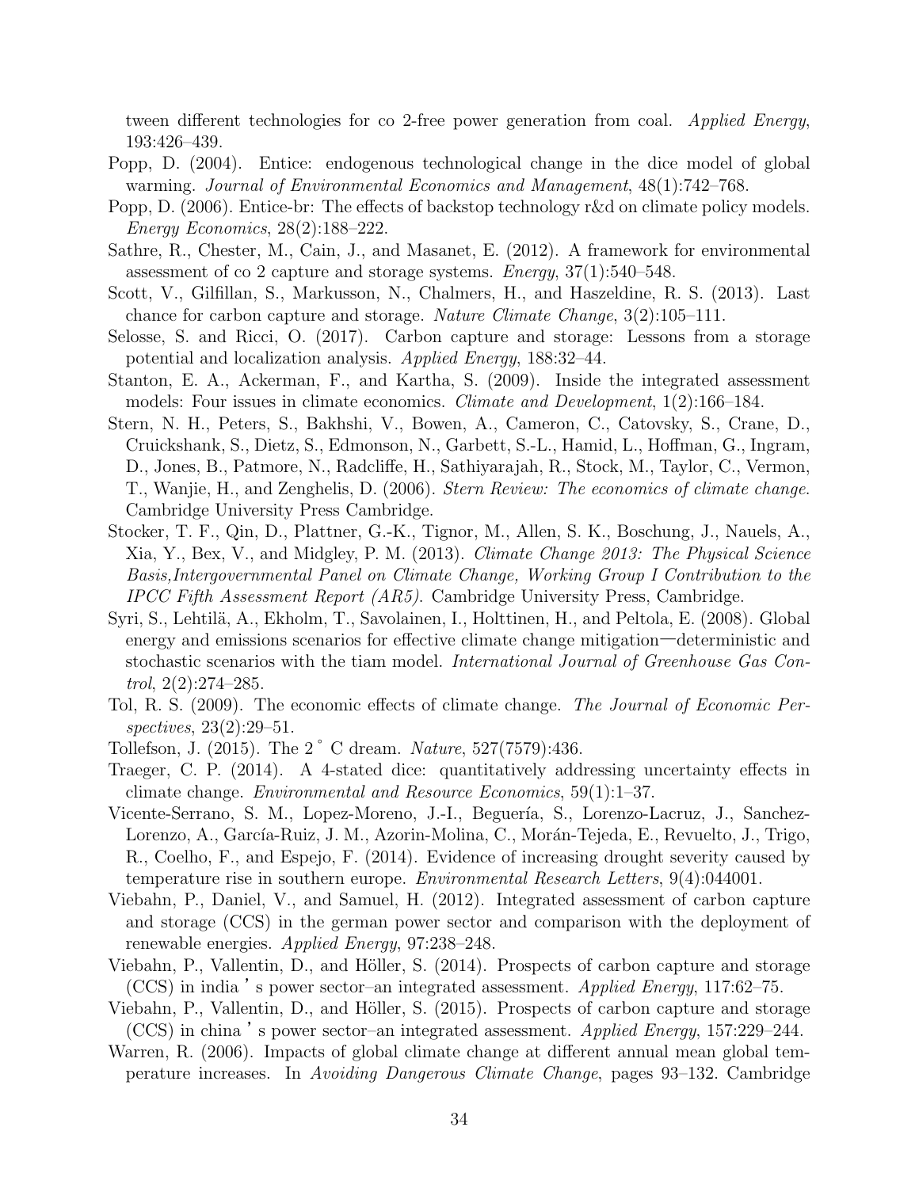tween different technologies for co 2-free power generation from coal. *Applied Energy*, 193:426–439.

Popp, D. (2004). Entice: endogenous technological change in the dice model of global warming. *Journal of Environmental Economics and Management*, 48(1):742–768.

Popp, D. (2006). Entice-br: The effects of backstop technology r&d on climate policy models. *Energy Economics*, 28(2):188–222.

Sathre, R., Chester, M., Cain, J., and Masanet, E. (2012). A framework for environmental assessment of co 2 capture and storage systems. *Energy*, 37(1):540–548.

Scott, V., Gilfillan, S., Markusson, N., Chalmers, H., and Haszeldine, R. S. (2013). Last chance for carbon capture and storage. *Nature Climate Change*, 3(2):105–111.

Selosse, S. and Ricci, O. (2017). Carbon capture and storage: Lessons from a storage potential and localization analysis. *Applied Energy*, 188:32–44.

Stanton, E. A., Ackerman, F., and Kartha, S. (2009). Inside the integrated assessment models: Four issues in climate economics. *Climate and Development*, 1(2):166–184.

Stern, N. H., Peters, S., Bakhshi, V., Bowen, A., Cameron, C., Catovsky, S., Crane, D., Cruickshank, S., Dietz, S., Edmonson, N., Garbett, S.-L., Hamid, L., Hoffman, G., Ingram, D., Jones, B., Patmore, N., Radcliffe, H., Sathiyarajah, R., Stock, M., Taylor, C., Vermon, T., Wanjie, H., and Zenghelis, D. (2006). *Stern Review: The economics of climate change*. Cambridge University Press Cambridge.

Stocker, T. F., Qin, D., Plattner, G.-K., Tignor, M., Allen, S. K., Boschung, J., Nauels, A., Xia, Y., Bex, V., and Midgley, P. M. (2013). *Climate Change 2013: The Physical Science Basis,Intergovernmental Panel on Climate Change, Working Group I Contribution to the IPCC Fifth Assessment Report (AR5)*. Cambridge University Press, Cambridge.

Syri, S., Lehtilä, A., Ekholm, T., Savolainen, I., Holttinen, H., and Peltola, E. (2008). Global energy and emissions scenarios for effective climate change mitigation—deterministic and stochastic scenarios with the tiam model. *International Journal of Greenhouse Gas Control*, 2(2):274–285.

Tol, R. S. (2009). The economic effects of climate change. *The Journal of Economic Perspectives*, 23(2):29–51.

Tollefson, J. (2015). The 2 ˚ C dream. *Nature*, 527(7579):436.

Traeger, C. P. (2014). A 4-stated dice: quantitatively addressing uncertainty effects in climate change. *Environmental and Resource Economics*, 59(1):1–37.

Vicente-Serrano, S. M., Lopez-Moreno, J.-I., Beguería, S., Lorenzo-Lacruz, J., Sanchez-Lorenzo, A., García-Ruiz, J. M., Azorin-Molina, C., Morán-Tejeda, E., Revuelto, J., Trigo, R., Coelho, F., and Espejo, F. (2014). Evidence of increasing drought severity caused by temperature rise in southern europe. *Environmental Research Letters*, 9(4):044001.

Viebahn, P., Daniel, V., and Samuel, H. (2012). Integrated assessment of carbon capture and storage (CCS) in the german power sector and comparison with the deployment of renewable energies. *Applied Energy*, 97:238–248.

Viebahn, P., Vallentin, D., and Höller, S. (2014). Prospects of carbon capture and storage (CCS) in india ' s power sector–an integrated assessment. *Applied Energy*, 117:62–75.

Viebahn, P., Vallentin, D., and Höller, S. (2015). Prospects of carbon capture and storage (CCS) in china ' s power sector–an integrated assessment. *Applied Energy*, 157:229–244.

Warren, R. (2006). Impacts of global climate change at different annual mean global temperature increases. In *Avoiding Dangerous Climate Change*, pages 93–132. Cambridge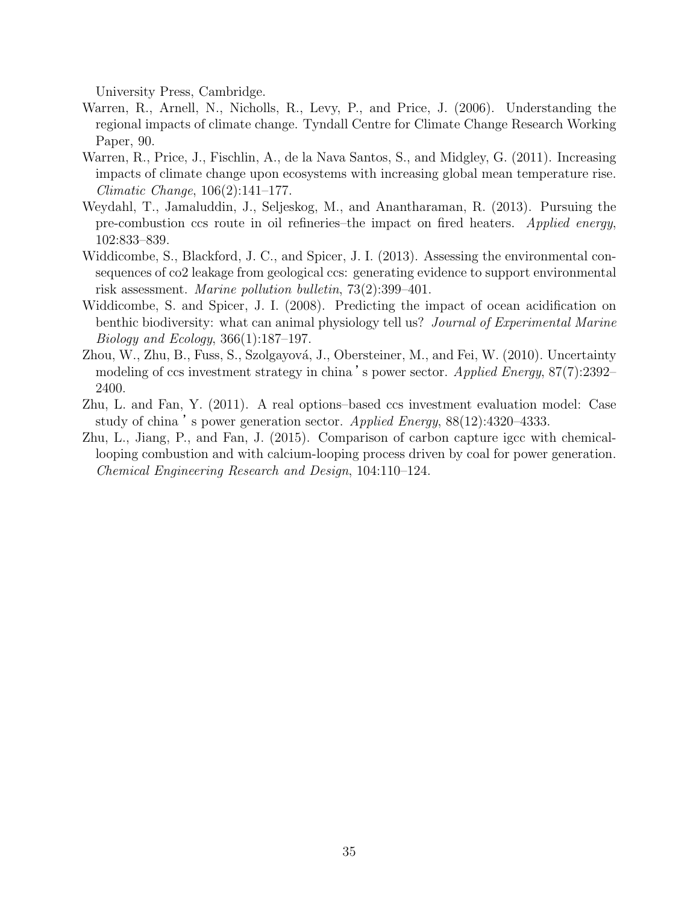University Press, Cambridge.

Warren, R., Arnell, N., Nicholls, R., Levy, P., and Price, J. (2006). Understanding the regional impacts of climate change. Tyndall Centre for Climate Change Research Working Paper, 90.

Warren, R., Price, J., Fischlin, A., de la Nava Santos, S., and Midgley, G. (2011). Increasing impacts of climate change upon ecosystems with increasing global mean temperature rise. *Climatic Change*, 106(2):141–177.

Weydahl, T., Jamaluddin, J., Seljeskog, M., and Anantharaman, R. (2013). Pursuing the pre-combustion ccs route in oil refineries–the impact on fired heaters. *Applied energy*, 102:833–839.

Widdicombe, S., Blackford, J. C., and Spicer, J. I. (2013). Assessing the environmental consequences of co2 leakage from geological ccs: generating evidence to support environmental risk assessment. *Marine pollution bulletin*, 73(2):399–401.

Widdicombe, S. and Spicer, J. I. (2008). Predicting the impact of ocean acidification on benthic biodiversity: what can animal physiology tell us? *Journal of Experimental Marine Biology and Ecology*, 366(1):187–197.

Zhou, W., Zhu, B., Fuss, S., Szolgayová, J., Obersteiner, M., and Fei, W. (2010). Uncertainty modeling of ccs investment strategy in china's power sector. *Applied Energy*, 87(7):2392–2400.

Zhu, L. and Fan, Y. (2011). A real options–based ccs investment evaluation model: Case study of china's power generation sector. *Applied Energy*, 88(12):4320–4333.

Zhu, L., Jiang, P., and Fan, J. (2015). Comparison of carbon capture igcc with chemical-looping combustion and with calcium-looping process driven by coal for power generation. *Chemical Engineering Research and Design*, 104:110–124.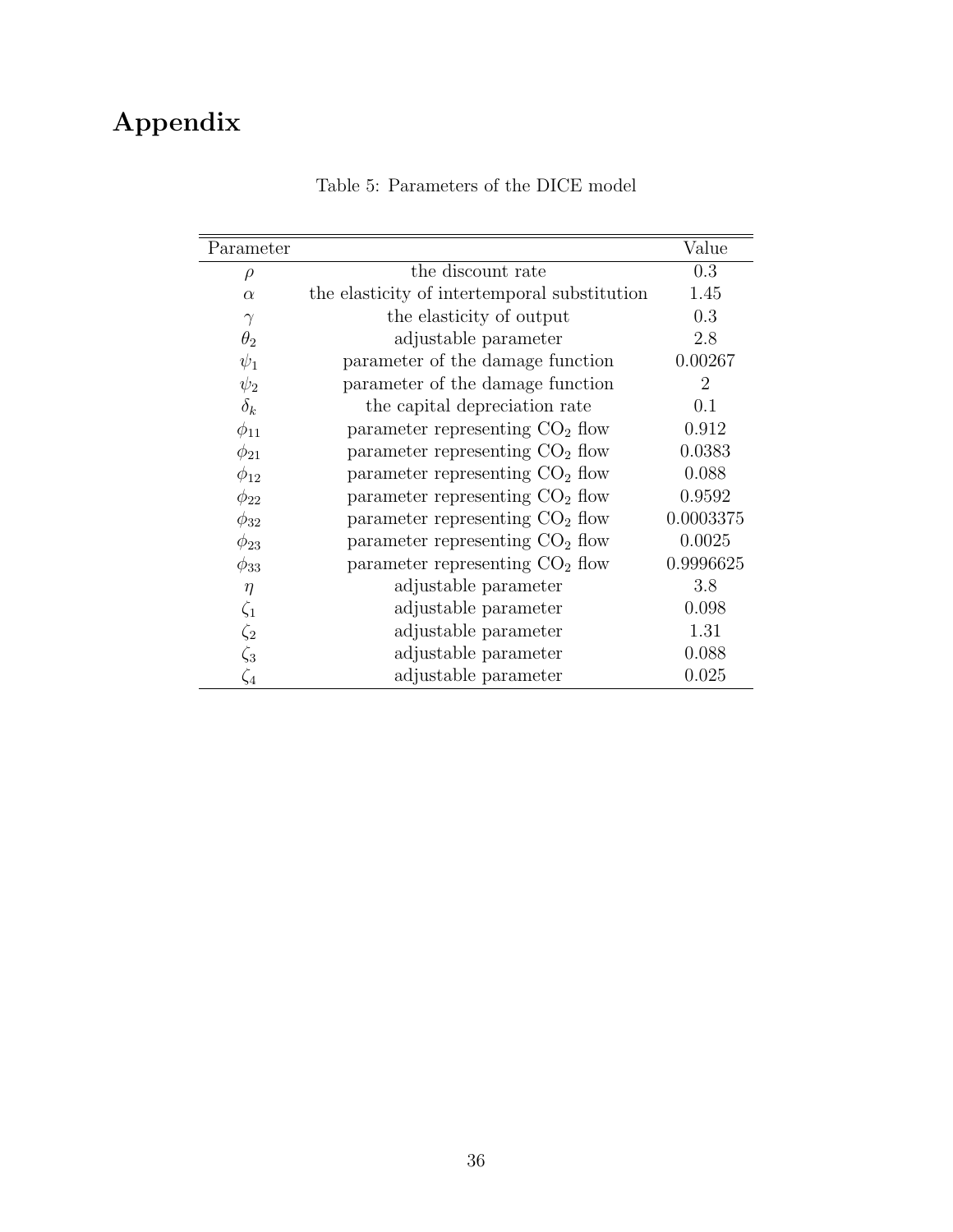# Appendix

Table 5: Parameters of the DICE model

| Parameter | | Value |
|---|---|---|
| $\rho$ | the discount rate | 0.3 |
| $\alpha$ | the elasticity of intertemporal substitution | 1.45 |
| $\gamma$ | the elasticity of output | 0.3 |
| $\theta_2$ | adjustable parameter | 2.8 |
| $\psi_1$ | parameter of the damage function | 0.00267 |
| $\psi_2$ | parameter of the damage function | 2 |
| $\delta_k$ | the capital depreciation rate | 0.1 |
| $\phi_{11}$ | parameter representing $CO_2$ flow | 0.912 |
| $\phi_{21}$ | parameter representing $CO_2$ flow | 0.0383 |
| $\phi_{12}$ | parameter representing $CO_2$ flow | 0.088 |
| $\phi_{22}$ | parameter representing $CO_2$ flow | 0.9592 |
| $\phi_{32}$ | parameter representing $CO_2$ flow | 0.0003375 |
| $\phi_{23}$ | parameter representing $CO_2$ flow | 0.0025 |
| $\phi_{33}$ | parameter representing $CO_2$ flow | 0.9996625 |
| $\eta$ | adjustable parameter | 3.8 |
| $\zeta_1$ | adjustable parameter | 0.098 |
| $\zeta_2$ | adjustable parameter | 1.31 |
| $\zeta_3$ | adjustable parameter | 0.088 |
| $\zeta_4$ | adjustable parameter | 0.025 |